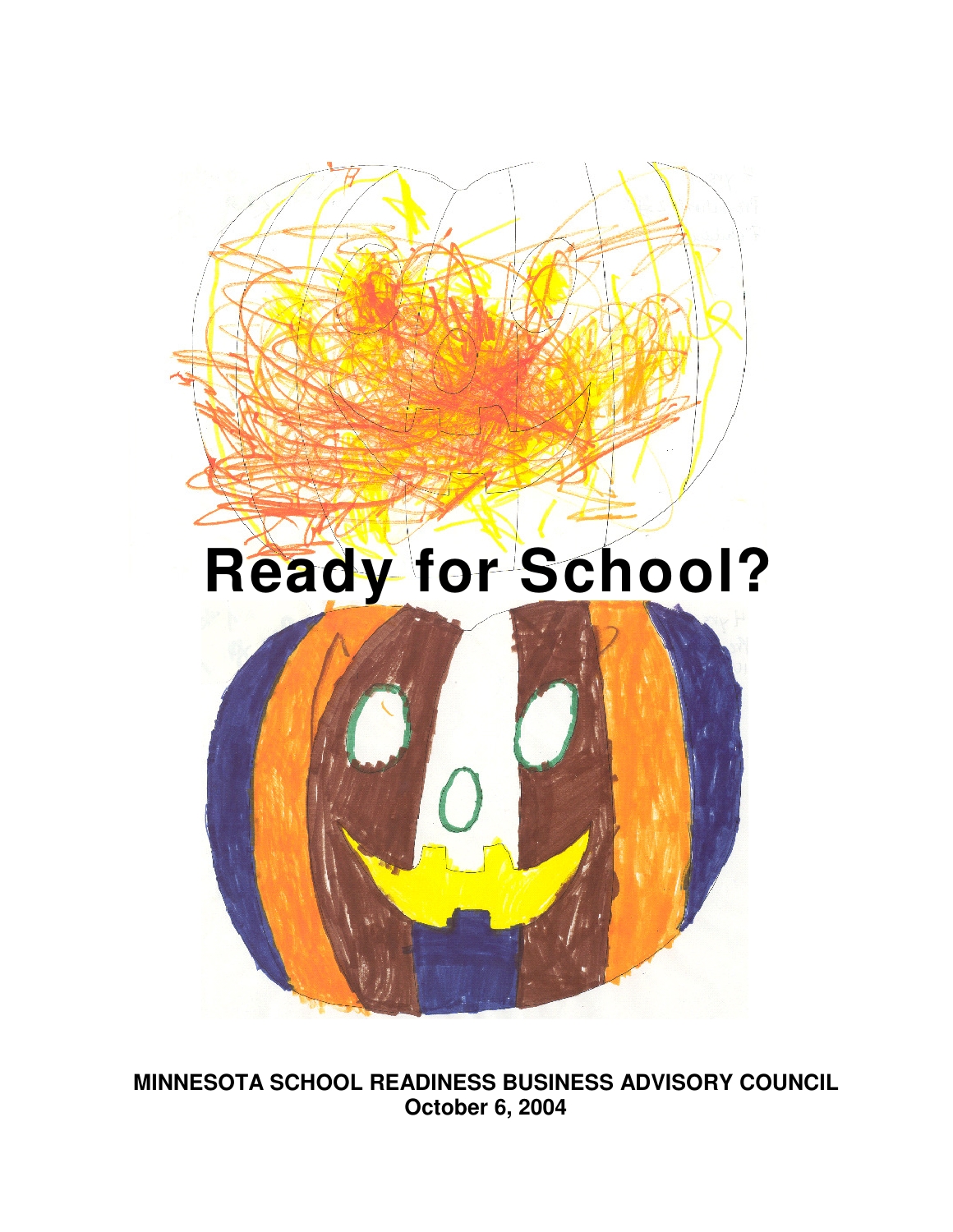# Ready for School?

**MINNESOTA SCHOOL READINESS BUSINESS ADVISORY COUNCIL**
**October 6, 2004**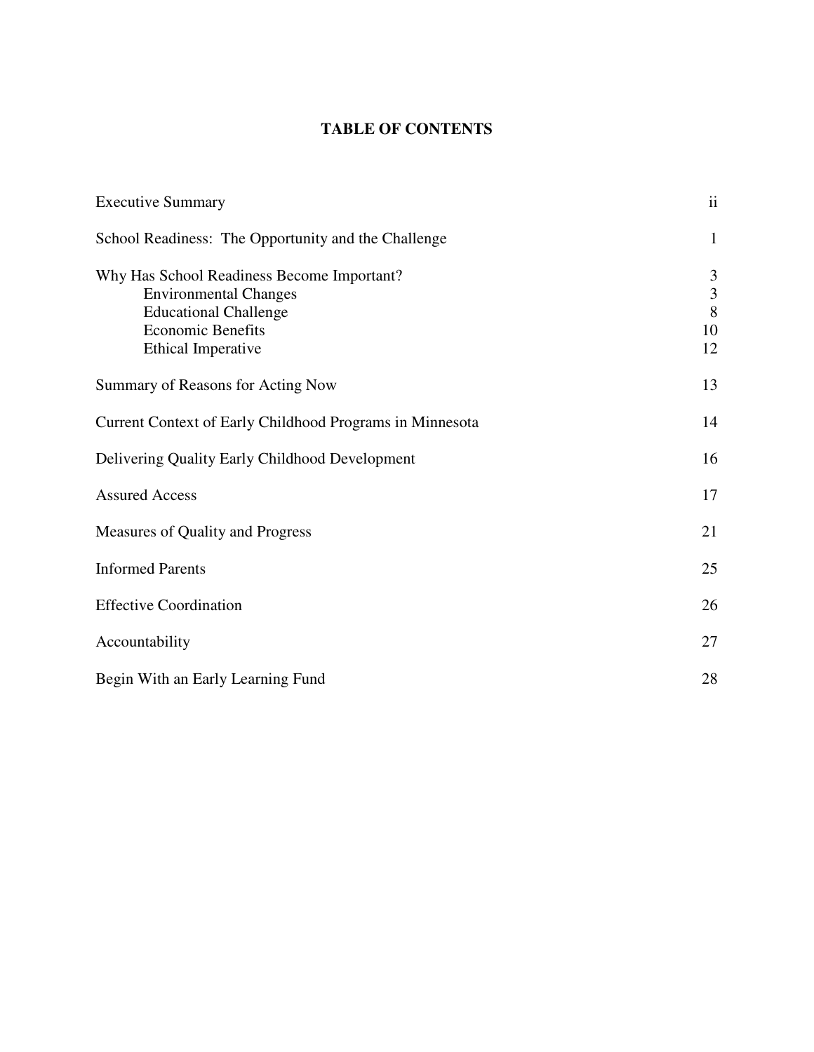# TABLE OF CONTENTS

| | |
|---|---|
| Executive Summary | ii |
| School Readiness: The Opportunity and the Challenge | 1 |
| Why Has School Readiness Become Important? | 3 |
| Environmental Changes | 3 |
| Educational Challenge | 8 |
| Economic Benefits | 10 |
| Ethical Imperative | 12 |
| Summary of Reasons for Acting Now | 13 |
| Current Context of Early Childhood Programs in Minnesota | 14 |
| Delivering Quality Early Childhood Development | 16 |
| Assured Access | 17 |
| Measures of Quality and Progress | 21 |
| Informed Parents | 25 |
| Effective Coordination | 26 |
| Accountability | 27 |
| Begin With an Early Learning Fund | 28 |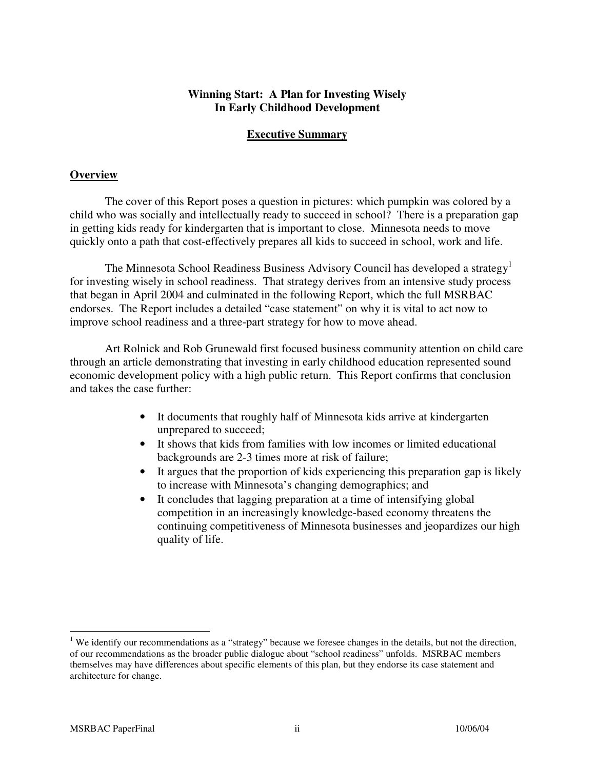# Winning Start: A Plan for Investing Wisely In Early Childhood Development

## Executive Summary

### Overview

The cover of this Report poses a question in pictures: which pumpkin was colored by a child who was socially and intellectually ready to succeed in school? There is a preparation gap in getting kids ready for kindergarten that is important to close. Minnesota needs to move quickly onto a path that cost-effectively prepares all kids to succeed in school, work and life.

The Minnesota School Readiness Business Advisory Council has developed a strategy[1] for investing wisely in school readiness. That strategy derives from an intensive study process that began in April 2004 and culminated in the following Report, which the full MSRBAC endorses. The Report includes a detailed "case statement" on why it is vital to act now to improve school readiness and a three-part strategy for how to move ahead.

Art Rolnick and Rob Grunewald first focused business community attention on child care through an article demonstrating that investing in early childhood education represented sound economic development policy with a high public return. This Report confirms that conclusion and takes the case further:

- It documents that roughly half of Minnesota kids arrive at kindergarten unprepared to succeed;
- It shows that kids from families with low incomes or limited educational backgrounds are 2-3 times more at risk of failure;
- It argues that the proportion of kids experiencing this preparation gap is likely to increase with Minnesota's changing demographics; and
- It concludes that lagging preparation at a time of intensifying global competition in an increasingly knowledge-based economy threatens the continuing competitiveness of Minnesota businesses and jeopardizes our high quality of life.

---

[1] We identify our recommendations as a "strategy" because we foresee changes in the details, but not the direction, of our recommendations as the broader public dialogue about "school readiness" unfolds. MSRBAC members themselves may have differences about specific elements of this plan, but they endorse its case statement and architecture for change.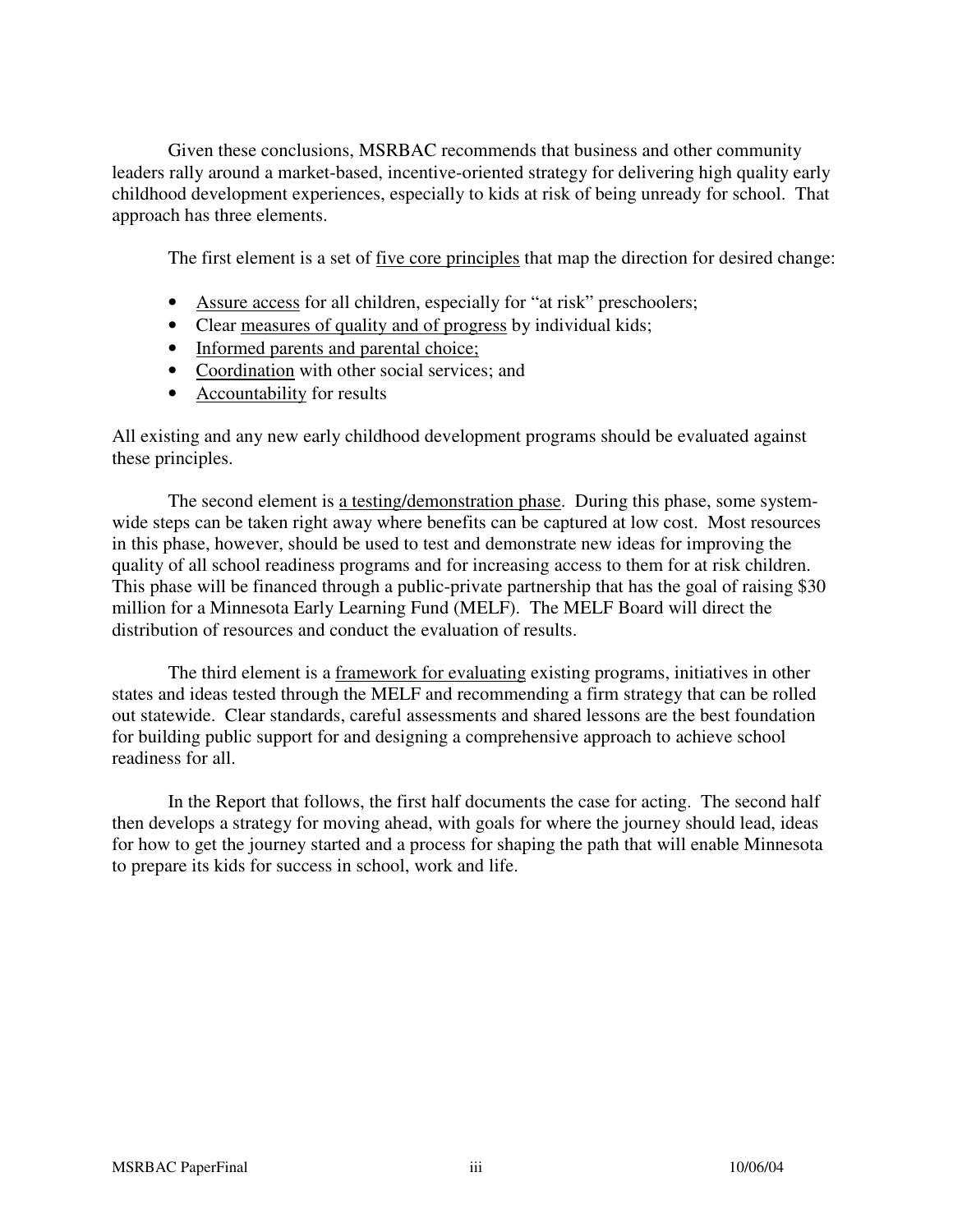Given these conclusions, MSRBAC recommends that business and other community leaders rally around a market-based, incentive-oriented strategy for delivering high quality early childhood development experiences, especially to kids at risk of being unready for school. That approach has three elements.

The first element is a set of <u>five core principles</u> that map the direction for desired change:

- <u>Assure access</u> for all children, especially for "at risk" preschoolers;
- Clear <u>measures of quality and of progress</u> by individual kids;
- <u>Informed parents and parental choice;</u>
- <u>Coordination</u> with other social services; and
- <u>Accountability</u> for results

All existing and any new early childhood development programs should be evaluated against these principles.

The second element is <u>a testing/demonstration phase</u>. During this phase, some system-wide steps can be taken right away where benefits can be captured at low cost. Most resources in this phase, however, should be used to test and demonstrate new ideas for improving the quality of all school readiness programs and for increasing access to them for at risk children. This phase will be financed through a public-private partnership that has the goal of raising $30 million for a Minnesota Early Learning Fund (MELF). The MELF Board will direct the distribution of resources and conduct the evaluation of results.

The third element is a <u>framework for evaluating</u> existing programs, initiatives in other states and ideas tested through the MELF and recommending a firm strategy that can be rolled out statewide. Clear standards, careful assessments and shared lessons are the best foundation for building public support for and designing a comprehensive approach to achieve school readiness for all.

In the Report that follows, the first half documents the case for acting. The second half then develops a strategy for moving ahead, with goals for where the journey should lead, ideas for how to get the journey started and a process for shaping the path that will enable Minnesota to prepare its kids for success in school, work and life.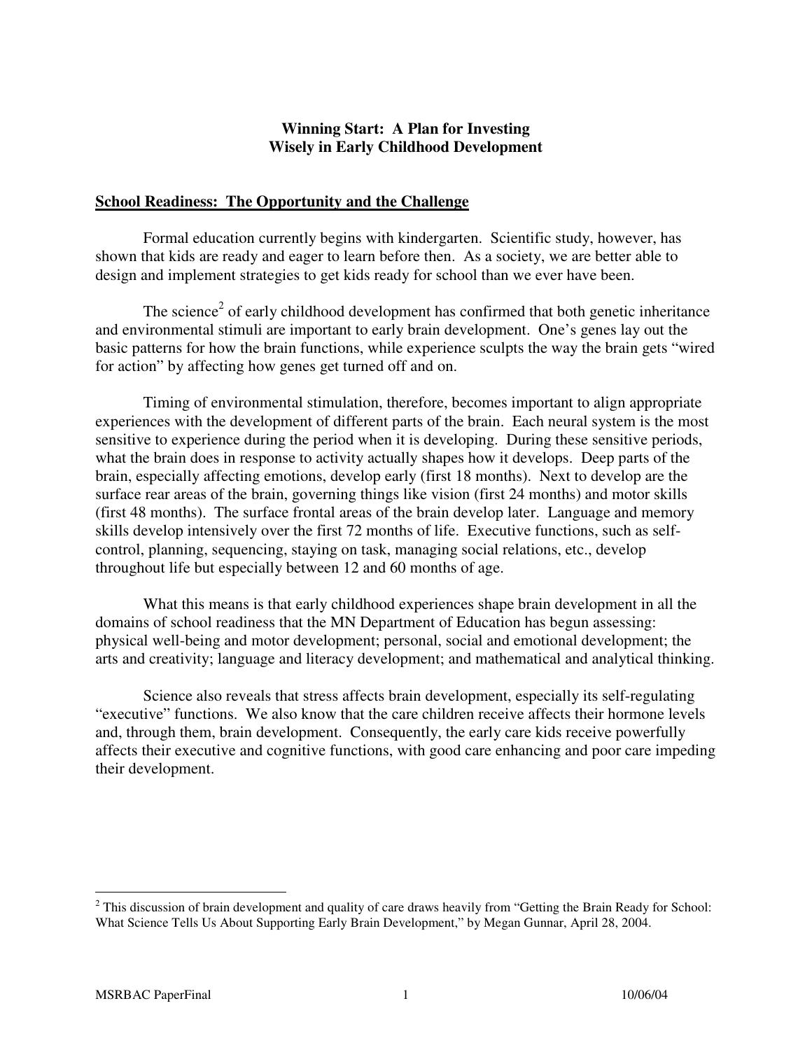# Winning Start: A Plan for Investing Wisely in Early Childhood Development

## School Readiness: The Opportunity and the Challenge

Formal education currently begins with kindergarten. Scientific study, however, has shown that kids are ready and eager to learn before then. As a society, we are better able to design and implement strategies to get kids ready for school than we ever have been.

The science[2] of early childhood development has confirmed that both genetic inheritance and environmental stimuli are important to early brain development. One's genes lay out the basic patterns for how the brain functions, while experience sculpts the way the brain gets "wired for action" by affecting how genes get turned off and on.

Timing of environmental stimulation, therefore, becomes important to align appropriate experiences with the development of different parts of the brain. Each neural system is the most sensitive to experience during the period when it is developing. During these sensitive periods, what the brain does in response to activity actually shapes how it develops. Deep parts of the brain, especially affecting emotions, develop early (first 18 months). Next to develop are the surface rear areas of the brain, governing things like vision (first 24 months) and motor skills (first 48 months). The surface frontal areas of the brain develop later. Language and memory skills develop intensively over the first 72 months of life. Executive functions, such as self-control, planning, sequencing, staying on task, managing social relations, etc., develop throughout life but especially between 12 and 60 months of age.

What this means is that early childhood experiences shape brain development in all the domains of school readiness that the MN Department of Education has begun assessing: physical well-being and motor development; personal, social and emotional development; the arts and creativity; language and literacy development; and mathematical and analytical thinking.

Science also reveals that stress affects brain development, especially its self-regulating "executive" functions. We also know that the care children receive affects their hormone levels and, through them, brain development. Consequently, the early care kids receive powerfully affects their executive and cognitive functions, with good care enhancing and poor care impeding their development.

---

[2] This discussion of brain development and quality of care draws heavily from "Getting the Brain Ready for School: What Science Tells Us About Supporting Early Brain Development," by Megan Gunnar, April 28, 2004.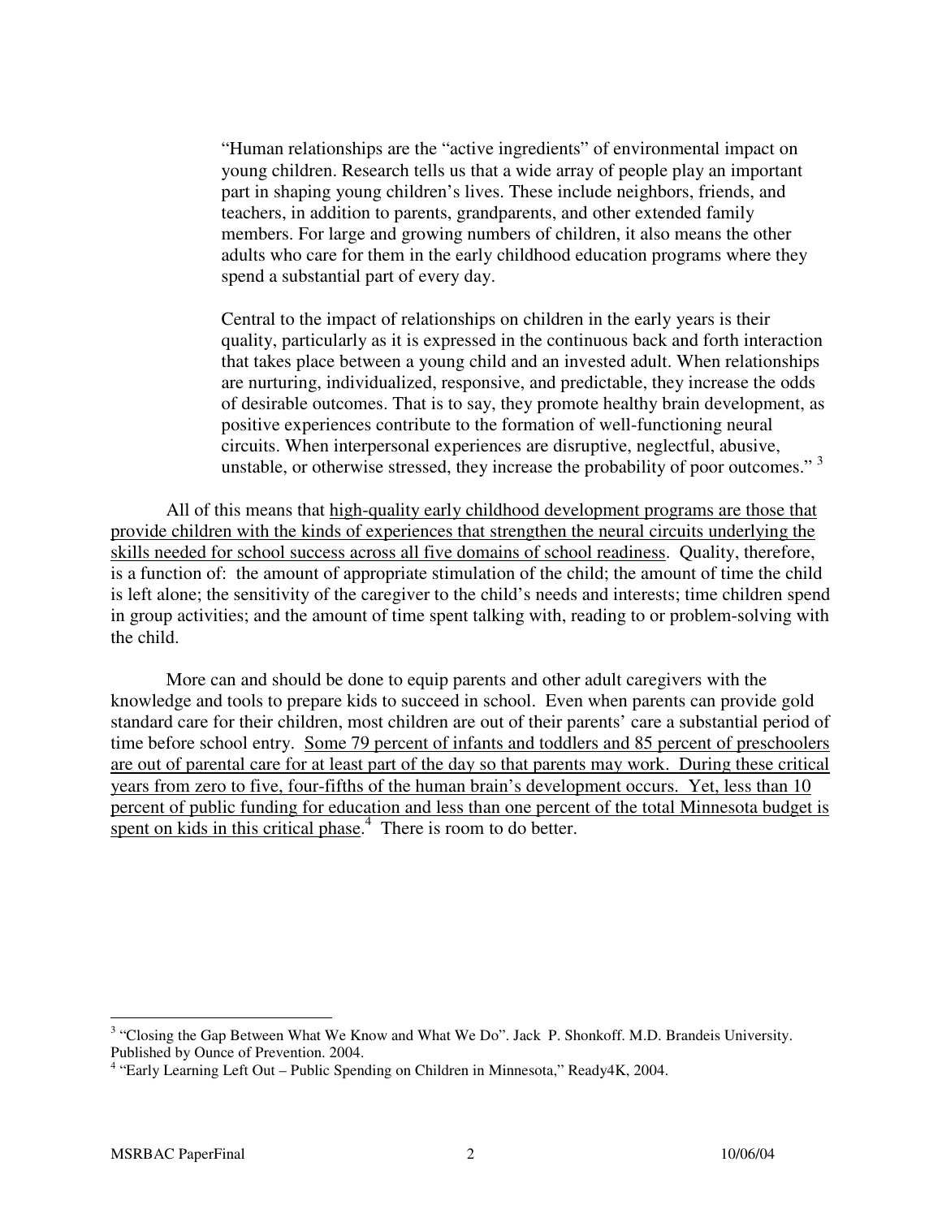> "Human relationships are the "active ingredients" of environmental impact on young children. Research tells us that a wide array of people play an important part in shaping young children's lives. These include neighbors, friends, and teachers, in addition to parents, grandparents, and other extended family members. For large and growing numbers of children, it also means the other adults who care for them in the early childhood education programs where they spend a substantial part of every day.
>
> Central to the impact of relationships on children in the early years is their quality, particularly as it is expressed in the continuous back and forth interaction that takes place between a young child and an invested adult. When relationships are nurturing, individualized, responsive, and predictable, they increase the odds of desirable outcomes. That is to say, they promote healthy brain development, as positive experiences contribute to the formation of well-functioning neural circuits. When interpersonal experiences are disruptive, neglectful, abusive, unstable, or otherwise stressed, they increase the probability of poor outcomes." [3]

All of this means that <u>high-quality early childhood development programs are those that provide children with the kinds of experiences that strengthen the neural circuits underlying the skills needed for school success across all five domains of school readiness</u>. Quality, therefore, is a function of: the amount of appropriate stimulation of the child; the amount of time the child is left alone; the sensitivity of the caregiver to the child's needs and interests; time children spend in group activities; and the amount of time spent talking with, reading to or problem-solving with the child.

More can and should be done to equip parents and other adult caregivers with the knowledge and tools to prepare kids to succeed in school. Even when parents can provide gold standard care for their children, most children are out of their parents' care a substantial period of time before school entry. <u>Some 79 percent of infants and toddlers and 85 percent of preschoolers are out of parental care for at least part of the day so that parents may work. During these critical years from zero to five, four-fifths of the human brain's development occurs. Yet, less than 10 percent of public funding for education and less than one percent of the total Minnesota budget is spent on kids in this critical phase</u>.[4] There is room to do better.

---

[3] "Closing the Gap Between What We Know and What We Do". Jack P. Shonkoff. M.D. Brandeis University. Published by Ounce of Prevention. 2004.

[4] "Early Learning Left Out – Public Spending on Children in Minnesota," Ready4K, 2004.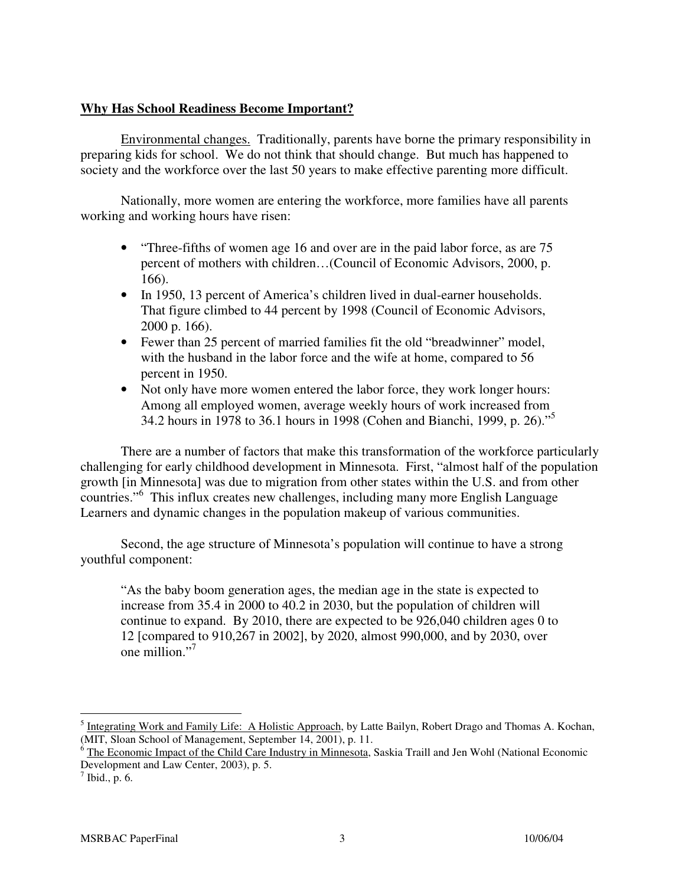**Why Has School Readiness Become Important?**

Environmental changes. Traditionally, parents have borne the primary responsibility in preparing kids for school. We do not think that should change. But much has happened to society and the workforce over the last 50 years to make effective parenting more difficult.

Nationally, more women are entering the workforce, more families have all parents working and working hours have risen:

- "Three-fifths of women age 16 and over are in the paid labor force, as are 75 percent of mothers with children…(Council of Economic Advisors, 2000, p. 166).
- In 1950, 13 percent of America's children lived in dual-earner households. That figure climbed to 44 percent by 1998 (Council of Economic Advisors, 2000 p. 166).
- Fewer than 25 percent of married families fit the old "breadwinner" model, with the husband in the labor force and the wife at home, compared to 56 percent in 1950.
- Not only have more women entered the labor force, they work longer hours: Among all employed women, average weekly hours of work increased from 34.2 hours in 1978 to 36.1 hours in 1998 (Cohen and Bianchi, 1999, p. 26)."[5]

There are a number of factors that make this transformation of the workforce particularly challenging for early childhood development in Minnesota. First, "almost half of the population growth [in Minnesota] was due to migration from other states within the U.S. and from other countries."[6] This influx creates new challenges, including many more English Language Learners and dynamic changes in the population makeup of various communities.

Second, the age structure of Minnesota's population will continue to have a strong youthful component:

> "As the baby boom generation ages, the median age in the state is expected to increase from 35.4 in 2000 to 40.2 in 2030, but the population of children will continue to expand. By 2010, there are expected to be 926,040 children ages 0 to 12 [compared to 910,267 in 2002], by 2020, almost 990,000, and by 2030, over one million."[7]

---

[5] Integrating Work and Family Life: A Holistic Approach, by Latte Bailyn, Robert Drago and Thomas A. Kochan, (MIT, Sloan School of Management, September 14, 2001), p. 11.

[6] The Economic Impact of the Child Care Industry in Minnesota, Saskia Traill and Jen Wohl (National Economic Development and Law Center, 2003), p. 5.

[7] Ibid., p. 6.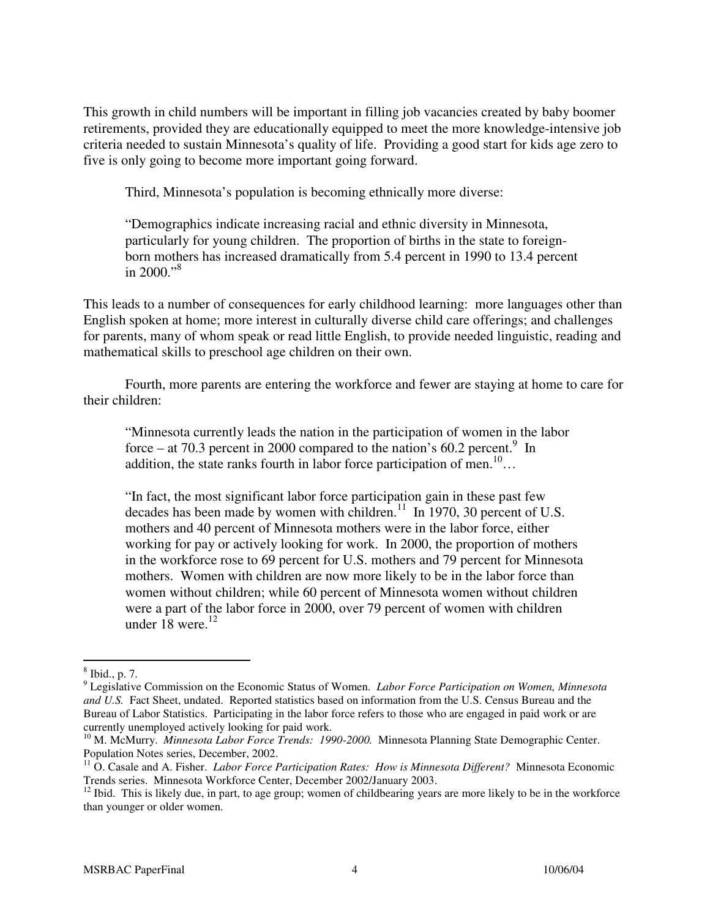This growth in child numbers will be important in filling job vacancies created by baby boomer retirements, provided they are educationally equipped to meet the more knowledge-intensive job criteria needed to sustain Minnesota's quality of life. Providing a good start for kids age zero to five is only going to become more important going forward.

Third, Minnesota's population is becoming ethnically more diverse:

> "Demographics indicate increasing racial and ethnic diversity in Minnesota, particularly for young children. The proportion of births in the state to foreign-born mothers has increased dramatically from 5.4 percent in 1990 to 13.4 percent in 2000."[8]

This leads to a number of consequences for early childhood learning: more languages other than English spoken at home; more interest in culturally diverse child care offerings; and challenges for parents, many of whom speak or read little English, to provide needed linguistic, reading and mathematical skills to preschool age children on their own.

Fourth, more parents are entering the workforce and fewer are staying at home to care for their children:

> "Minnesota currently leads the nation in the participation of women in the labor force – at 70.3 percent in 2000 compared to the nation's 60.2 percent.[9] In addition, the state ranks fourth in labor force participation of men.[10]…
>
> "In fact, the most significant labor force participation gain in these past few decades has been made by women with children.[11] In 1970, 30 percent of U.S. mothers and 40 percent of Minnesota mothers were in the labor force, either working for pay or actively looking for work. In 2000, the proportion of mothers in the workforce rose to 69 percent for U.S. mothers and 79 percent for Minnesota mothers. Women with children are now more likely to be in the labor force than women without children; while 60 percent of Minnesota women without children were a part of the labor force in 2000, over 79 percent of women with children under 18 were.[12]

---

[8] Ibid., p. 7.

[9] Legislative Commission on the Economic Status of Women. *Labor Force Participation on Women, Minnesota and U.S.* Fact Sheet, undated. Reported statistics based on information from the U.S. Census Bureau and the Bureau of Labor Statistics. Participating in the labor force refers to those who are engaged in paid work or are currently unemployed actively looking for paid work.

[10] M. McMurry. *Minnesota Labor Force Trends: 1990-2000.* Minnesota Planning State Demographic Center. Population Notes series, December, 2002.

[11] O. Casale and A. Fisher. *Labor Force Participation Rates: How is Minnesota Different?* Minnesota Economic Trends series. Minnesota Workforce Center, December 2002/January 2003.

[12] Ibid. This is likely due, in part, to age group; women of childbearing years are more likely to be in the workforce than younger or older women.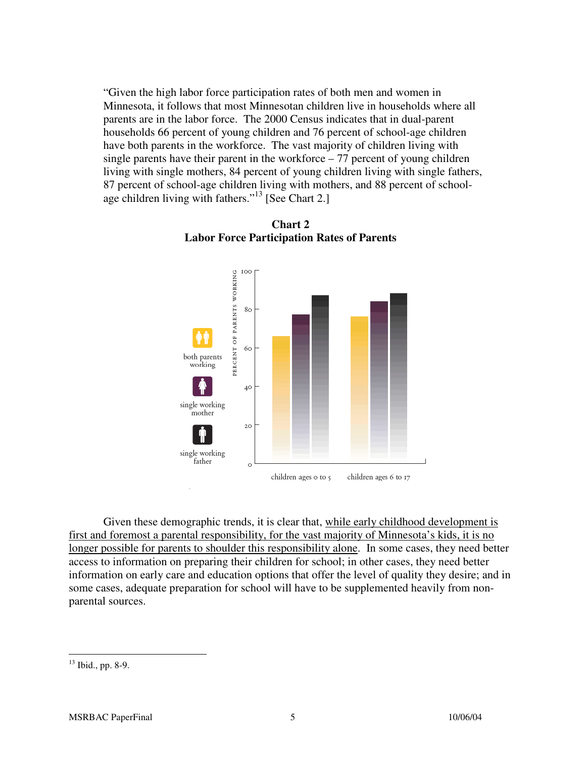"Given the high labor force participation rates of both men and women in Minnesota, it follows that most Minnesotan children live in households where all parents are in the labor force. The 2000 Census indicates that in dual-parent households 66 percent of young children and 76 percent of school-age children have both parents in the workforce. The vast majority of children living with single parents have their parent in the workforce – 77 percent of young children living with single mothers, 84 percent of young children living with single fathers, 87 percent of school-age children living with mothers, and 88 percent of school-age children living with fathers."[13] [See Chart 2.]

**Chart 2**
**Labor Force Participation Rates of Parents**

PERCENT OF PARENTS WORKING

| | both parents working | single working mother | single working father |
|---|---|---|---|
| children ages 0 to 5 | 66 | 77 | 87 |
| children ages 6 to 17 | 76 | 84 | 88 |

Given these demographic trends, it is clear that, <u>while early childhood development is first and foremost a parental responsibility, for the vast majority of Minnesota's kids, it is no longer possible for parents to shoulder this responsibility alone</u>. In some cases, they need better access to information on preparing their children for school; in other cases, they need better information on early care and education options that offer the level of quality they desire; and in some cases, adequate preparation for school will have to be supplemented heavily from non-parental sources.

---

[13] Ibid., pp. 8-9.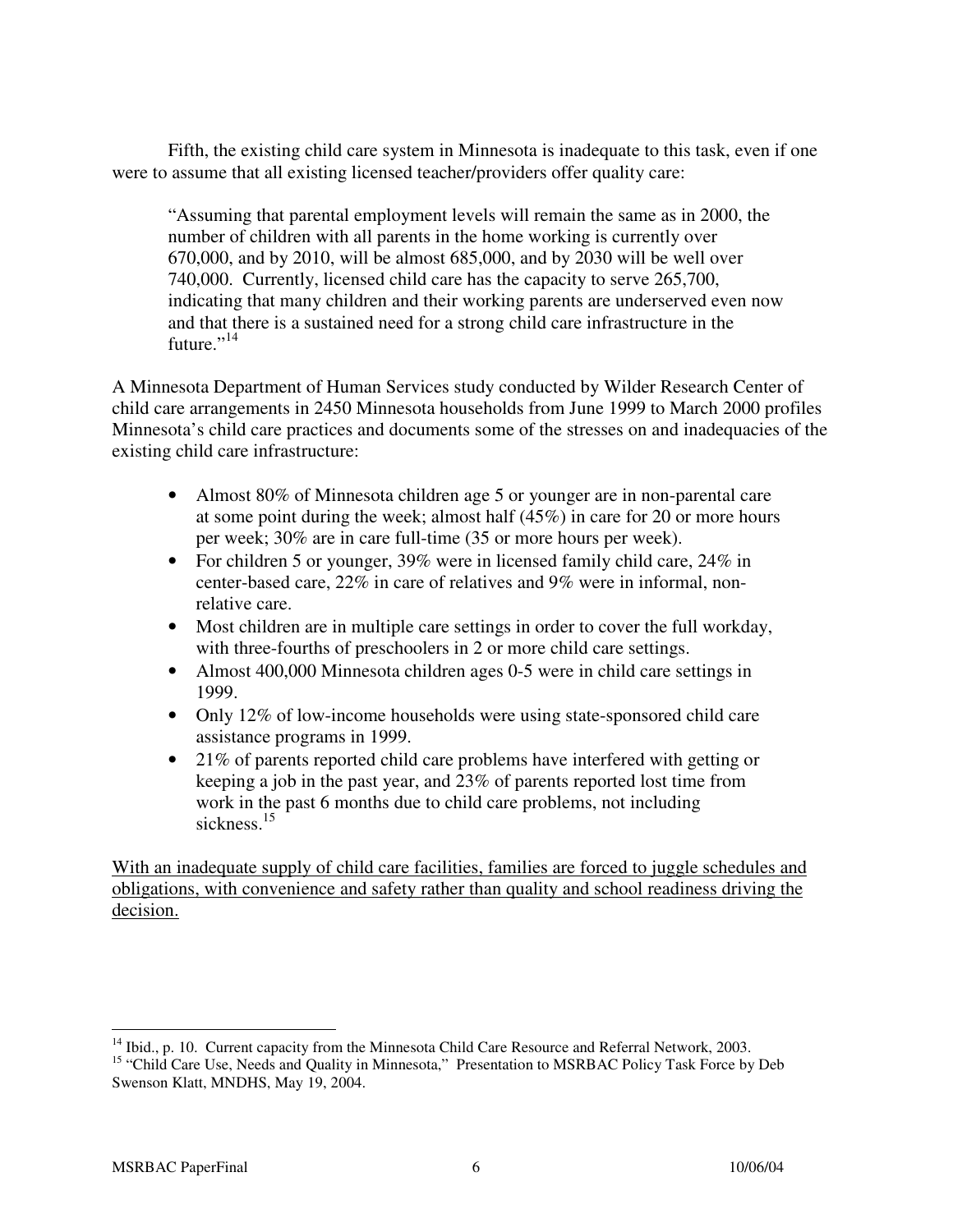Fifth, the existing child care system in Minnesota is inadequate to this task, even if one were to assume that all existing licensed teacher/providers offer quality care:

> "Assuming that parental employment levels will remain the same as in 2000, the number of children with all parents in the home working is currently over 670,000, and by 2010, will be almost 685,000, and by 2030 will be well over 740,000. Currently, licensed child care has the capacity to serve 265,700, indicating that many children and their working parents are underserved even now and that there is a sustained need for a strong child care infrastructure in the future."[14]

A Minnesota Department of Human Services study conducted by Wilder Research Center of child care arrangements in 2450 Minnesota households from June 1999 to March 2000 profiles Minnesota's child care practices and documents some of the stresses on and inadequacies of the existing child care infrastructure:

- Almost 80% of Minnesota children age 5 or younger are in non-parental care at some point during the week; almost half (45%) in care for 20 or more hours per week; 30% are in care full-time (35 or more hours per week).
- For children 5 or younger, 39% were in licensed family child care, 24% in center-based care, 22% in care of relatives and 9% were in informal, non-relative care.
- Most children are in multiple care settings in order to cover the full workday, with three-fourths of preschoolers in 2 or more child care settings.
- Almost 400,000 Minnesota children ages 0-5 were in child care settings in 1999.
- Only 12% of low-income households were using state-sponsored child care assistance programs in 1999.
- 21% of parents reported child care problems have interfered with getting or keeping a job in the past year, and 23% of parents reported lost time from work in the past 6 months due to child care problems, not including sickness.[15]

<u>With an inadequate supply of child care facilities, families are forced to juggle schedules and obligations, with convenience and safety rather than quality and school readiness driving the decision.</u>

---

[14] Ibid., p. 10. Current capacity from the Minnesota Child Care Resource and Referral Network, 2003.

[15] "Child Care Use, Needs and Quality in Minnesota," Presentation to MSRBAC Policy Task Force by Deb Swenson Klatt, MNDHS, May 19, 2004.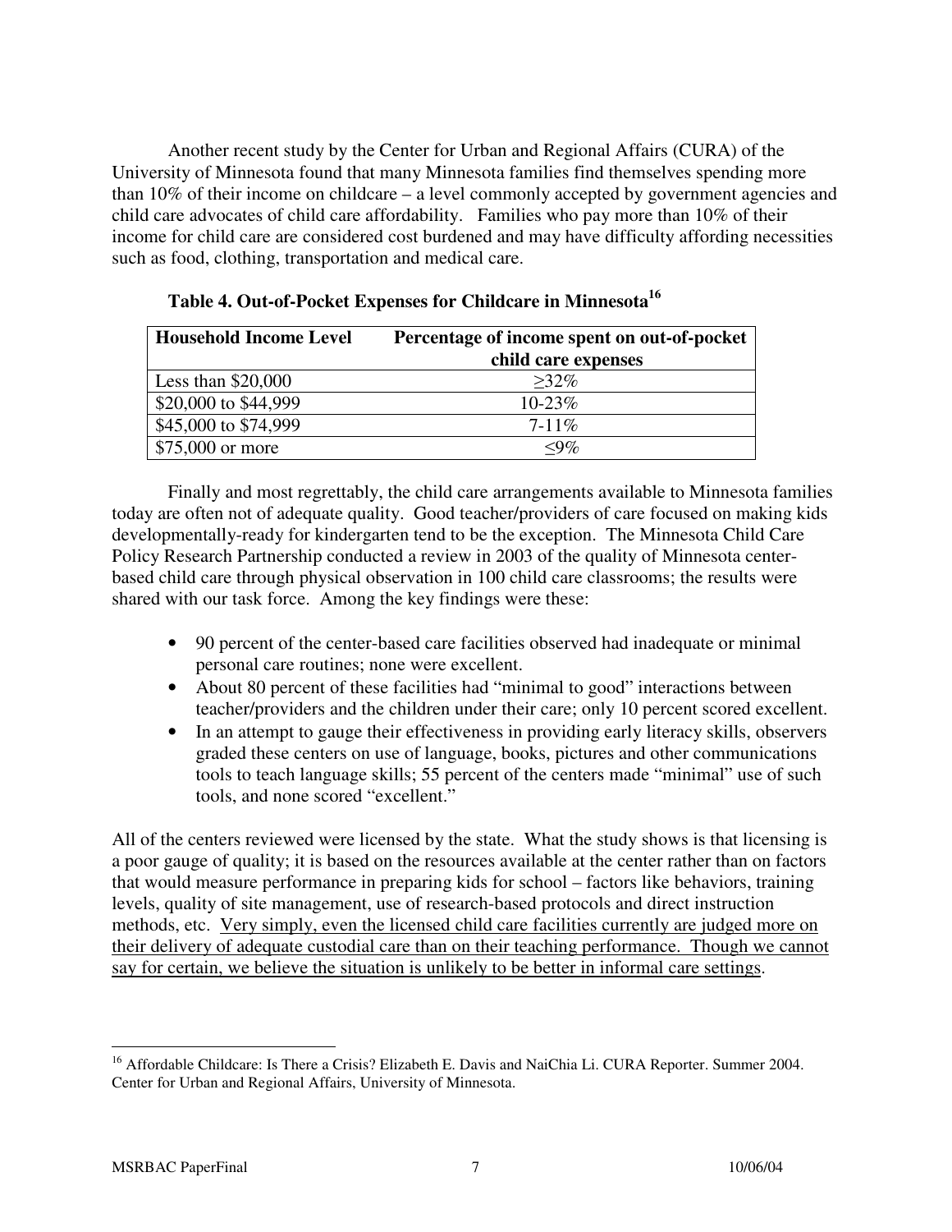Another recent study by the Center for Urban and Regional Affairs (CURA) of the University of Minnesota found that many Minnesota families find themselves spending more than 10% of their income on childcare – a level commonly accepted by government agencies and child care advocates of child care affordability. Families who pay more than 10% of their income for child care are considered cost burdened and may have difficulty affording necessities such as food, clothing, transportation and medical care.

**Table 4. Out-of-Pocket Expenses for Childcare in Minnesota[16]**

| Household Income Level | Percentage of income spent on out-of-pocket child care expenses |
|---|---|
| Less than $20,000 | ≥32% |
| $20,000 to $44,999 | 10-23% |
| $45,000 to $74,999 | 7-11% |
| $75,000 or more | ≤9% |

Finally and most regrettably, the child care arrangements available to Minnesota families today are often not of adequate quality. Good teacher/providers of care focused on making kids developmentally-ready for kindergarten tend to be the exception. The Minnesota Child Care Policy Research Partnership conducted a review in 2003 of the quality of Minnesota center-based child care through physical observation in 100 child care classrooms; the results were shared with our task force. Among the key findings were these:

- 90 percent of the center-based care facilities observed had inadequate or minimal personal care routines; none were excellent.
- About 80 percent of these facilities had "minimal to good" interactions between teacher/providers and the children under their care; only 10 percent scored excellent.
- In an attempt to gauge their effectiveness in providing early literacy skills, observers graded these centers on use of language, books, pictures and other communications tools to teach language skills; 55 percent of the centers made "minimal" use of such tools, and none scored "excellent."

All of the centers reviewed were licensed by the state. What the study shows is that licensing is a poor gauge of quality; it is based on the resources available at the center rather than on factors that would measure performance in preparing kids for school – factors like behaviors, training levels, quality of site management, use of research-based protocols and direct instruction methods, etc. Very simply, even the licensed child care facilities currently are judged more on their delivery of adequate custodial care than on their teaching performance. Though we cannot say for certain, we believe the situation is unlikely to be better in informal care settings.

[16] Affordable Childcare: Is There a Crisis? Elizabeth E. Davis and NaiChia Li. CURA Reporter. Summer 2004. Center for Urban and Regional Affairs, University of Minnesota.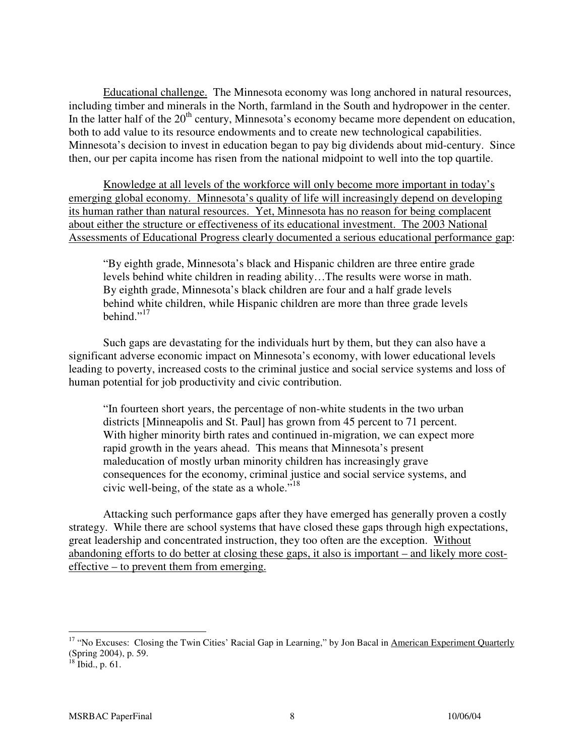Educational challenge. The Minnesota economy was long anchored in natural resources, including timber and minerals in the North, farmland in the South and hydropower in the center. In the latter half of the 20th century, Minnesota's economy became more dependent on education, both to add value to its resource endowments and to create new technological capabilities. Minnesota's decision to invest in education began to pay big dividends about mid-century. Since then, our per capita income has risen from the national midpoint to well into the top quartile.

Knowledge at all levels of the workforce will only become more important in today's emerging global economy. Minnesota's quality of life will increasingly depend on developing its human rather than natural resources. Yet, Minnesota has no reason for being complacent about either the structure or effectiveness of its educational investment. The 2003 National Assessments of Educational Progress clearly documented a serious educational performance gap:

> "By eighth grade, Minnesota's black and Hispanic children are three entire grade levels behind white children in reading ability…The results were worse in math. By eighth grade, Minnesota's black children are four and a half grade levels behind white children, while Hispanic children are more than three grade levels behind."[17]

Such gaps are devastating for the individuals hurt by them, but they can also have a significant adverse economic impact on Minnesota's economy, with lower educational levels leading to poverty, increased costs to the criminal justice and social service systems and loss of human potential for job productivity and civic contribution.

> "In fourteen short years, the percentage of non-white students in the two urban districts [Minneapolis and St. Paul] has grown from 45 percent to 71 percent. With higher minority birth rates and continued in-migration, we can expect more rapid growth in the years ahead. This means that Minnesota's present maleducation of mostly urban minority children has increasingly grave consequences for the economy, criminal justice and social service systems, and civic well-being, of the state as a whole."[18]

Attacking such performance gaps after they have emerged has generally proven a costly strategy. While there are school systems that have closed these gaps through high expectations, great leadership and concentrated instruction, they too often are the exception. Without abandoning efforts to do better at closing these gaps, it also is important – and likely more cost-effective – to prevent them from emerging.

---

[17] "No Excuses: Closing the Twin Cities' Racial Gap in Learning," by Jon Bacal in American Experiment Quarterly (Spring 2004), p. 59.

[18] Ibid., p. 61.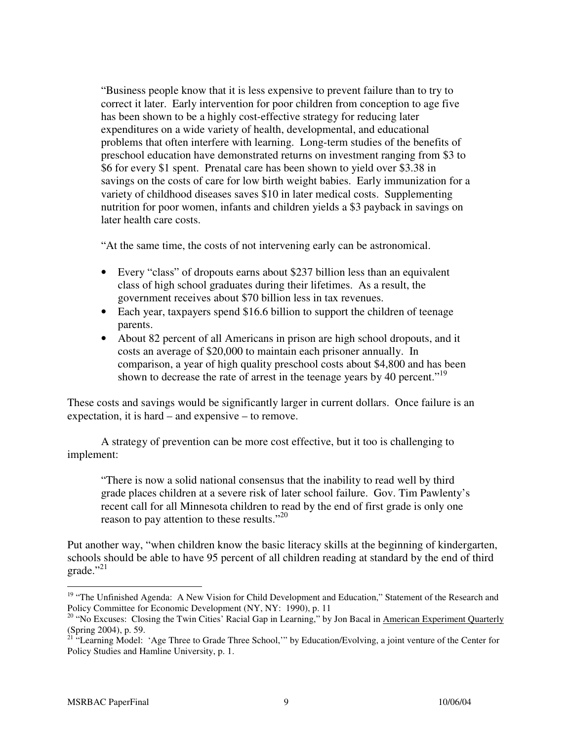> "Business people know that it is less expensive to prevent failure than to try to correct it later. Early intervention for poor children from conception to age five has been shown to be a highly cost-effective strategy for reducing later expenditures on a wide variety of health, developmental, and educational problems that often interfere with learning. Long-term studies of the benefits of preschool education have demonstrated returns on investment ranging from $3 to $6 for every $1 spent. Prenatal care has been shown to yield over $3.38 in savings on the costs of care for low birth weight babies. Early immunization for a variety of childhood diseases saves $10 in later medical costs. Supplementing nutrition for poor women, infants and children yields a $3 payback in savings on later health care costs.
>
> "At the same time, the costs of not intervening early can be astronomical.
>
> - Every "class" of dropouts earns about $237 billion less than an equivalent class of high school graduates during their lifetimes. As a result, the government receives about $70 billion less in tax revenues.
> - Each year, taxpayers spend $16.6 billion to support the children of teenage parents.
> - About 82 percent of all Americans in prison are high school dropouts, and it costs an average of $20,000 to maintain each prisoner annually. In comparison, a year of high quality preschool costs about $4,800 and has been shown to decrease the rate of arrest in the teenage years by 40 percent."[19]

These costs and savings would be significantly larger in current dollars. Once failure is an expectation, it is hard – and expensive – to remove.

A strategy of prevention can be more cost effective, but it too is challenging to implement:

> "There is now a solid national consensus that the inability to read well by third grade places children at a severe risk of later school failure. Gov. Tim Pawlenty's recent call for all Minnesota children to read by the end of first grade is only one reason to pay attention to these results."[20]

Put another way, "when children know the basic literacy skills at the beginning of kindergarten, schools should be able to have 95 percent of all children reading at standard by the end of third grade."[21]

---

[19] "The Unfinished Agenda: A New Vision for Child Development and Education," Statement of the Research and Policy Committee for Economic Development (NY, NY: 1990), p. 11

[20] "No Excuses: Closing the Twin Cities' Racial Gap in Learning," by Jon Bacal in American Experiment Quarterly (Spring 2004), p. 59.

[21] "Learning Model: 'Age Three to Grade Three School,'" by Education/Evolving, a joint venture of the Center for Policy Studies and Hamline University, p. 1.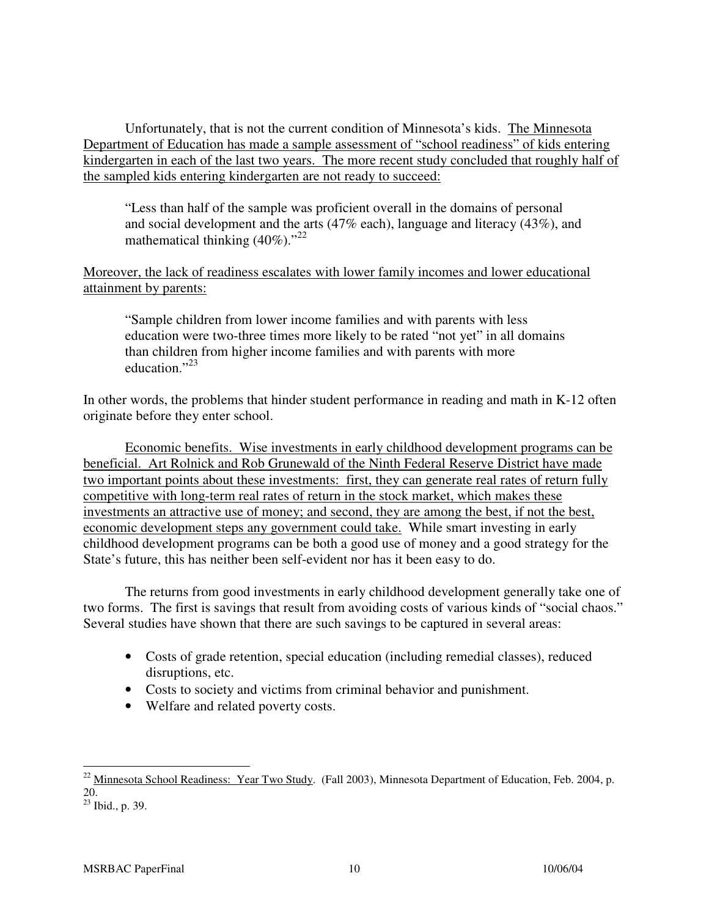Unfortunately, that is not the current condition of Minnesota's kids. The Minnesota Department of Education has made a sample assessment of "school readiness" of kids entering kindergarten in each of the last two years. The more recent study concluded that roughly half of the sampled kids entering kindergarten are not ready to succeed:

> "Less than half of the sample was proficient overall in the domains of personal and social development and the arts (47% each), language and literacy (43%), and mathematical thinking (40%)."[22]

Moreover, the lack of readiness escalates with lower family incomes and lower educational attainment by parents:

> "Sample children from lower income families and with parents with less education were two-three times more likely to be rated "not yet" in all domains than children from higher income families and with parents with more education."[23]

In other words, the problems that hinder student performance in reading and math in K-12 often originate before they enter school.

Economic benefits. Wise investments in early childhood development programs can be beneficial. Art Rolnick and Rob Grunewald of the Ninth Federal Reserve District have made two important points about these investments: first, they can generate real rates of return fully competitive with long-term real rates of return in the stock market, which makes these investments an attractive use of money; and second, they are among the best, if not the best, economic development steps any government could take. While smart investing in early childhood development programs can be both a good use of money and a good strategy for the State's future, this has neither been self-evident nor has it been easy to do.

The returns from good investments in early childhood development generally take one of two forms. The first is savings that result from avoiding costs of various kinds of "social chaos." Several studies have shown that there are such savings to be captured in several areas:

- Costs of grade retention, special education (including remedial classes), reduced disruptions, etc.
- Costs to society and victims from criminal behavior and punishment.
- Welfare and related poverty costs.

---

[22] Minnesota School Readiness: Year Two Study. (Fall 2003), Minnesota Department of Education, Feb. 2004, p. 20.

[23] Ibid., p. 39.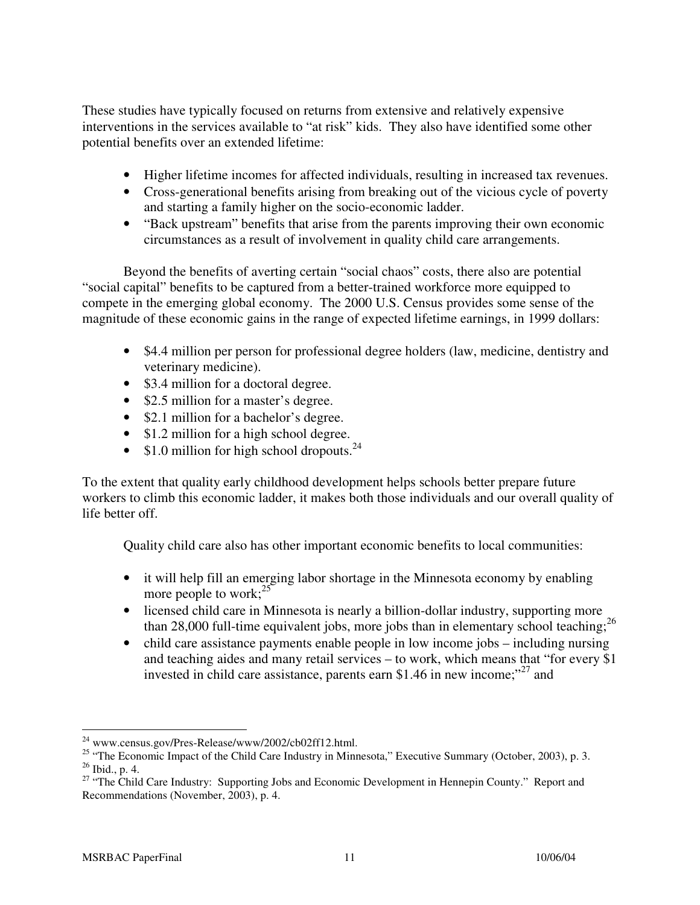These studies have typically focused on returns from extensive and relatively expensive interventions in the services available to "at risk" kids. They also have identified some other potential benefits over an extended lifetime:

- Higher lifetime incomes for affected individuals, resulting in increased tax revenues.
- Cross-generational benefits arising from breaking out of the vicious cycle of poverty and starting a family higher on the socio-economic ladder.
- "Back upstream" benefits that arise from the parents improving their own economic circumstances as a result of involvement in quality child care arrangements.

Beyond the benefits of averting certain "social chaos" costs, there also are potential "social capital" benefits to be captured from a better-trained workforce more equipped to compete in the emerging global economy. The 2000 U.S. Census provides some sense of the magnitude of these economic gains in the range of expected lifetime earnings, in 1999 dollars:

- $4.4 million per person for professional degree holders (law, medicine, dentistry and veterinary medicine).
- $3.4 million for a doctoral degree.
- $2.5 million for a master's degree.
- $2.1 million for a bachelor's degree.
- $1.2 million for a high school degree.
- $1.0 million for high school dropouts.[24]

To the extent that quality early childhood development helps schools better prepare future workers to climb this economic ladder, it makes both those individuals and our overall quality of life better off.

Quality child care also has other important economic benefits to local communities:

- it will help fill an emerging labor shortage in the Minnesota economy by enabling more people to work;[25]
- licensed child care in Minnesota is nearly a billion-dollar industry, supporting more than 28,000 full-time equivalent jobs, more jobs than in elementary school teaching;[26]
- child care assistance payments enable people in low income jobs – including nursing and teaching aides and many retail services – to work, which means that "for every $1 invested in child care assistance, parents earn $1.46 in new income;"[27] and

---

[24] www.census.gov/Pres-Release/www/2002/cb02ff12.html.

[25] "The Economic Impact of the Child Care Industry in Minnesota," Executive Summary (October, 2003), p. 3.

[26] Ibid., p. 4.

[27] "The Child Care Industry: Supporting Jobs and Economic Development in Hennepin County." Report and Recommendations (November, 2003), p. 4.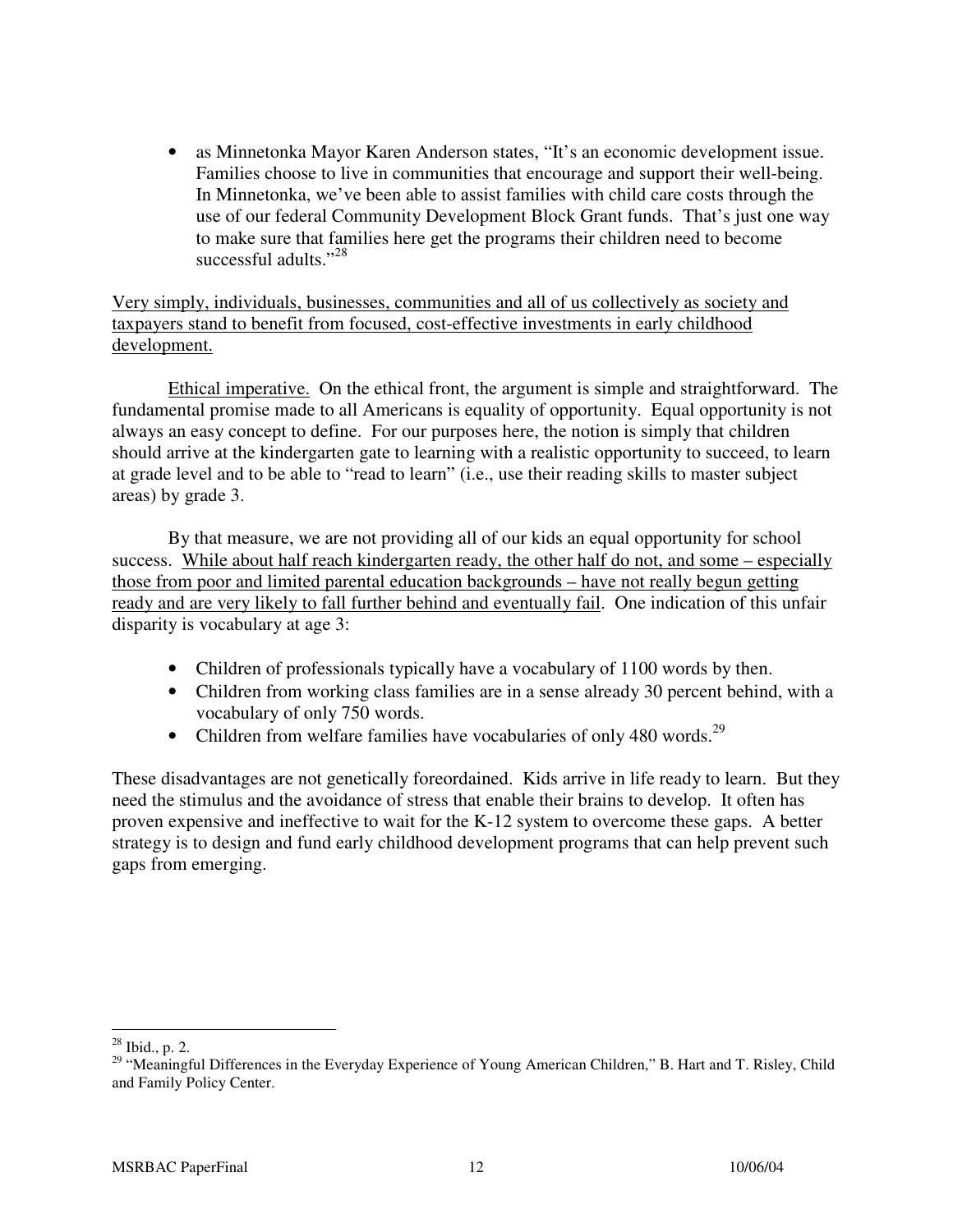- as Minnetonka Mayor Karen Anderson states, "It's an economic development issue. Families choose to live in communities that encourage and support their well-being. In Minnetonka, we've been able to assist families with child care costs through the use of our federal Community Development Block Grant funds. That's just one way to make sure that families here get the programs their children need to become successful adults."[28]

<u>Very simply, individuals, businesses, communities and all of us collectively as society and taxpayers stand to benefit from focused, cost-effective investments in early childhood development.</u>

<u>Ethical imperative.</u> On the ethical front, the argument is simple and straightforward. The fundamental promise made to all Americans is equality of opportunity. Equal opportunity is not always an easy concept to define. For our purposes here, the notion is simply that children should arrive at the kindergarten gate to learning with a realistic opportunity to succeed, to learn at grade level and to be able to "read to learn" (i.e., use their reading skills to master subject areas) by grade 3.

By that measure, we are not providing all of our kids an equal opportunity for school success. <u>While about half reach kindergarten ready, the other half do not, and some – especially those from poor and limited parental education backgrounds – have not really begun getting ready and are very likely to fall further behind and eventually fail</u>. One indication of this unfair disparity is vocabulary at age 3:

- Children of professionals typically have a vocabulary of 1100 words by then.
- Children from working class families are in a sense already 30 percent behind, with a vocabulary of only 750 words.
- Children from welfare families have vocabularies of only 480 words.[29]

These disadvantages are not genetically foreordained. Kids arrive in life ready to learn. But they need the stimulus and the avoidance of stress that enable their brains to develop. It often has proven expensive and ineffective to wait for the K-12 system to overcome these gaps. A better strategy is to design and fund early childhood development programs that can help prevent such gaps from emerging.

---

[28] Ibid., p. 2.

[29] "Meaningful Differences in the Everyday Experience of Young American Children," B. Hart and T. Risley, Child and Family Policy Center.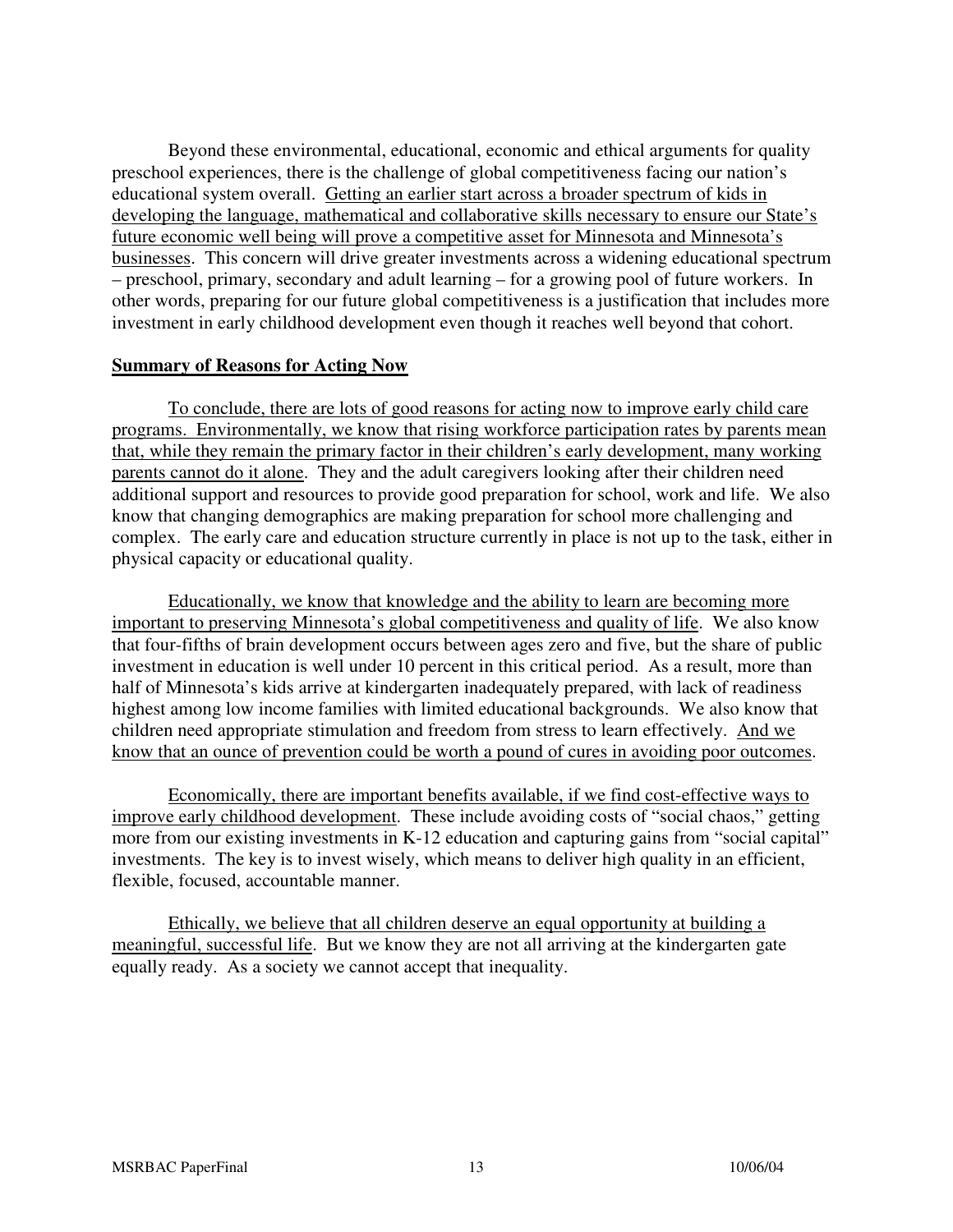Beyond these environmental, educational, economic and ethical arguments for quality preschool experiences, there is the challenge of global competitiveness facing our nation's educational system overall. <u>Getting an earlier start across a broader spectrum of kids in developing the language, mathematical and collaborative skills necessary to ensure our State's future economic well being will prove a competitive asset for Minnesota and Minnesota's businesses</u>. This concern will drive greater investments across a widening educational spectrum – preschool, primary, secondary and adult learning – for a growing pool of future workers. In other words, preparing for our future global competitiveness is a justification that includes more investment in early childhood development even though it reaches well beyond that cohort.

## <u>Summary of Reasons for Acting Now</u>

<u>To conclude, there are lots of good reasons for acting now to improve early child care programs. Environmentally, we know that rising workforce participation rates by parents mean that, while they remain the primary factor in their children's early development, many working parents cannot do it alone</u>. They and the adult caregivers looking after their children need additional support and resources to provide good preparation for school, work and life. We also know that changing demographics are making preparation for school more challenging and complex. The early care and education structure currently in place is not up to the task, either in physical capacity or educational quality.

<u>Educationally, we know that knowledge and the ability to learn are becoming more important to preserving Minnesota's global competitiveness and quality of life</u>. We also know that four-fifths of brain development occurs between ages zero and five, but the share of public investment in education is well under 10 percent in this critical period. As a result, more than half of Minnesota's kids arrive at kindergarten inadequately prepared, with lack of readiness highest among low income families with limited educational backgrounds. We also know that children need appropriate stimulation and freedom from stress to learn effectively. <u>And we know that an ounce of prevention could be worth a pound of cures in avoiding poor outcomes</u>.

<u>Economically, there are important benefits available, if we find cost-effective ways to improve early childhood development</u>. These include avoiding costs of "social chaos," getting more from our existing investments in K-12 education and capturing gains from "social capital" investments. The key is to invest wisely, which means to deliver high quality in an efficient, flexible, focused, accountable manner.

<u>Ethically, we believe that all children deserve an equal opportunity at building a meaningful, successful life</u>. But we know they are not all arriving at the kindergarten gate equally ready. As a society we cannot accept that inequality.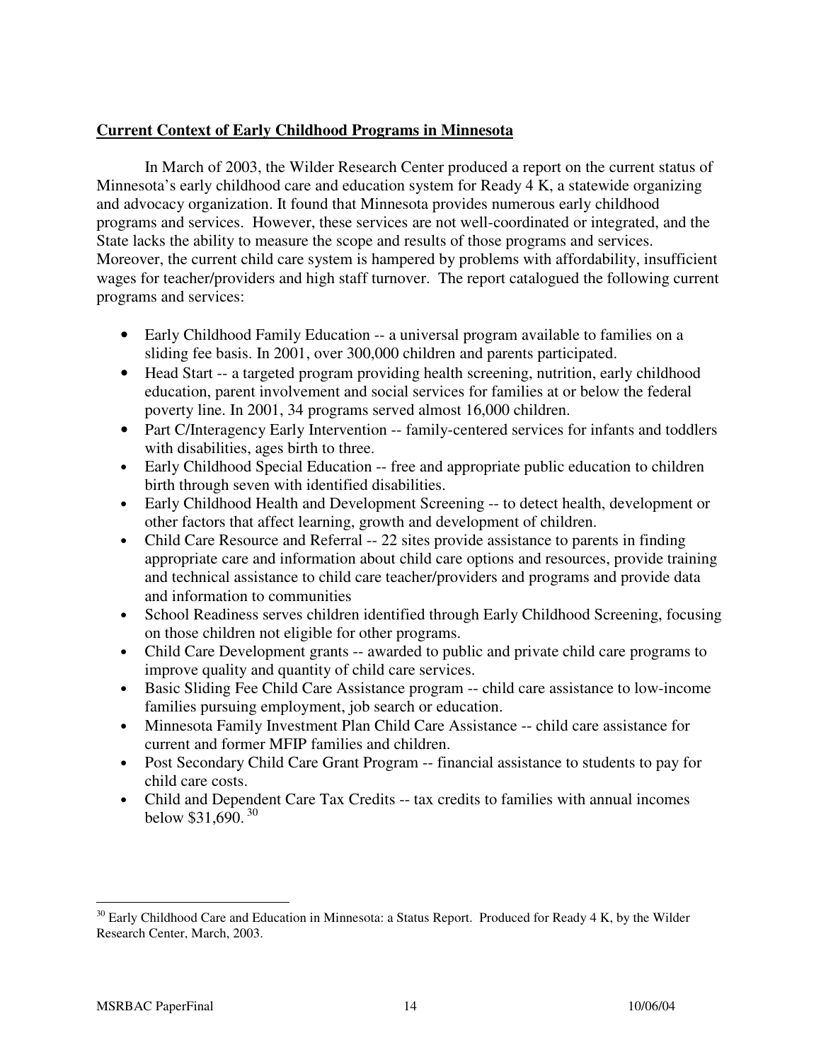## Current Context of Early Childhood Programs in Minnesota

In March of 2003, the Wilder Research Center produced a report on the current status of Minnesota's early childhood care and education system for Ready 4 K, a statewide organizing and advocacy organization. It found that Minnesota provides numerous early childhood programs and services. However, these services are not well-coordinated or integrated, and the State lacks the ability to measure the scope and results of those programs and services. Moreover, the current child care system is hampered by problems with affordability, insufficient wages for teacher/providers and high staff turnover. The report catalogued the following current programs and services:

- Early Childhood Family Education -- a universal program available to families on a sliding fee basis. In 2001, over 300,000 children and parents participated.
- Head Start -- a targeted program providing health screening, nutrition, early childhood education, parent involvement and social services for families at or below the federal poverty line. In 2001, 34 programs served almost 16,000 children.
- Part C/Interagency Early Intervention -- family-centered services for infants and toddlers with disabilities, ages birth to three.
- Early Childhood Special Education -- free and appropriate public education to children birth through seven with identified disabilities.
- Early Childhood Health and Development Screening -- to detect health, development or other factors that affect learning, growth and development of children.
- Child Care Resource and Referral -- 22 sites provide assistance to parents in finding appropriate care and information about child care options and resources, provide training and technical assistance to child care teacher/providers and programs and provide data and information to communities
- School Readiness serves children identified through Early Childhood Screening, focusing on those children not eligible for other programs.
- Child Care Development grants -- awarded to public and private child care programs to improve quality and quantity of child care services.
- Basic Sliding Fee Child Care Assistance program -- child care assistance to low-income families pursuing employment, job search or education.
- Minnesota Family Investment Plan Child Care Assistance -- child care assistance for current and former MFIP families and children.
- Post Secondary Child Care Grant Program -- financial assistance to students to pay for child care costs.
- Child and Dependent Care Tax Credits -- tax credits to families with annual incomes below $31,690. [30]

---

[30] Early Childhood Care and Education in Minnesota: a Status Report. Produced for Ready 4 K, by the Wilder Research Center, March, 2003.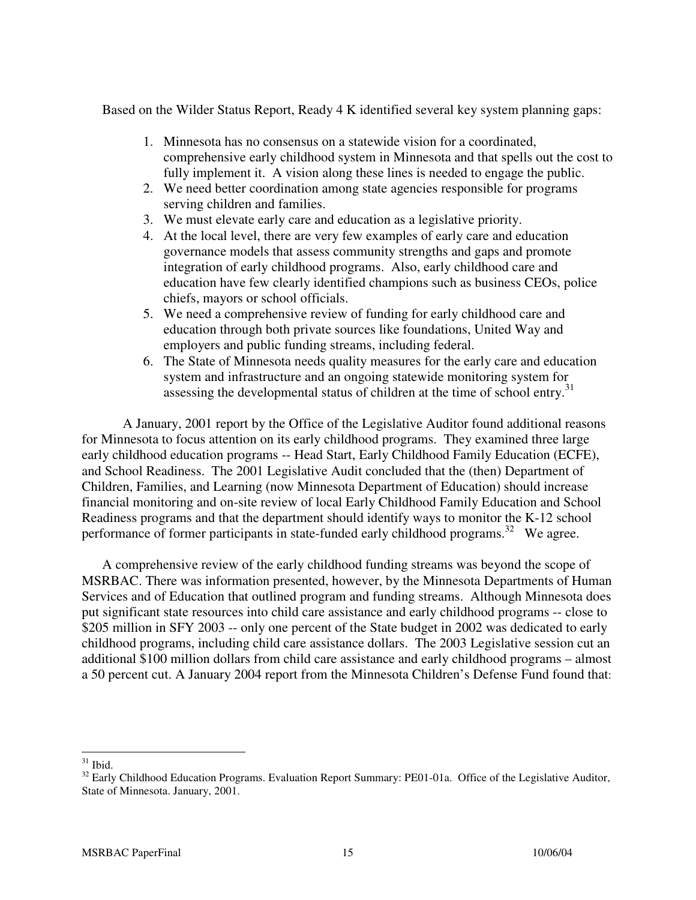Based on the Wilder Status Report, Ready 4 K identified several key system planning gaps:

1. Minnesota has no consensus on a statewide vision for a coordinated, comprehensive early childhood system in Minnesota and that spells out the cost to fully implement it. A vision along these lines is needed to engage the public.
2. We need better coordination among state agencies responsible for programs serving children and families.
3. We must elevate early care and education as a legislative priority.
4. At the local level, there are very few examples of early care and education governance models that assess community strengths and gaps and promote integration of early childhood programs. Also, early childhood care and education have few clearly identified champions such as business CEOs, police chiefs, mayors or school officials.
5. We need a comprehensive review of funding for early childhood care and education through both private sources like foundations, United Way and employers and public funding streams, including federal.
6. The State of Minnesota needs quality measures for the early care and education system and infrastructure and an ongoing statewide monitoring system for assessing the developmental status of children at the time of school entry.[31]

A January, 2001 report by the Office of the Legislative Auditor found additional reasons for Minnesota to focus attention on its early childhood programs. They examined three large early childhood education programs -- Head Start, Early Childhood Family Education (ECFE), and School Readiness. The 2001 Legislative Audit concluded that the (then) Department of Children, Families, and Learning (now Minnesota Department of Education) should increase financial monitoring and on-site review of local Early Childhood Family Education and School Readiness programs and that the department should identify ways to monitor the K-12 school performance of former participants in state-funded early childhood programs.[32] We agree.

A comprehensive review of the early childhood funding streams was beyond the scope of MSRBAC. There was information presented, however, by the Minnesota Departments of Human Services and of Education that outlined program and funding streams. Although Minnesota does put significant state resources into child care assistance and early childhood programs -- close to \$205 million in SFY 2003 -- only one percent of the State budget in 2002 was dedicated to early childhood programs, including child care assistance dollars. The 2003 Legislative session cut an additional \$100 million dollars from child care assistance and early childhood programs – almost a 50 percent cut. A January 2004 report from the Minnesota Children's Defense Fund found that:

[31] Ibid.

[32] Early Childhood Education Programs. Evaluation Report Summary: PE01-01a. Office of the Legislative Auditor, State of Minnesota. January, 2001.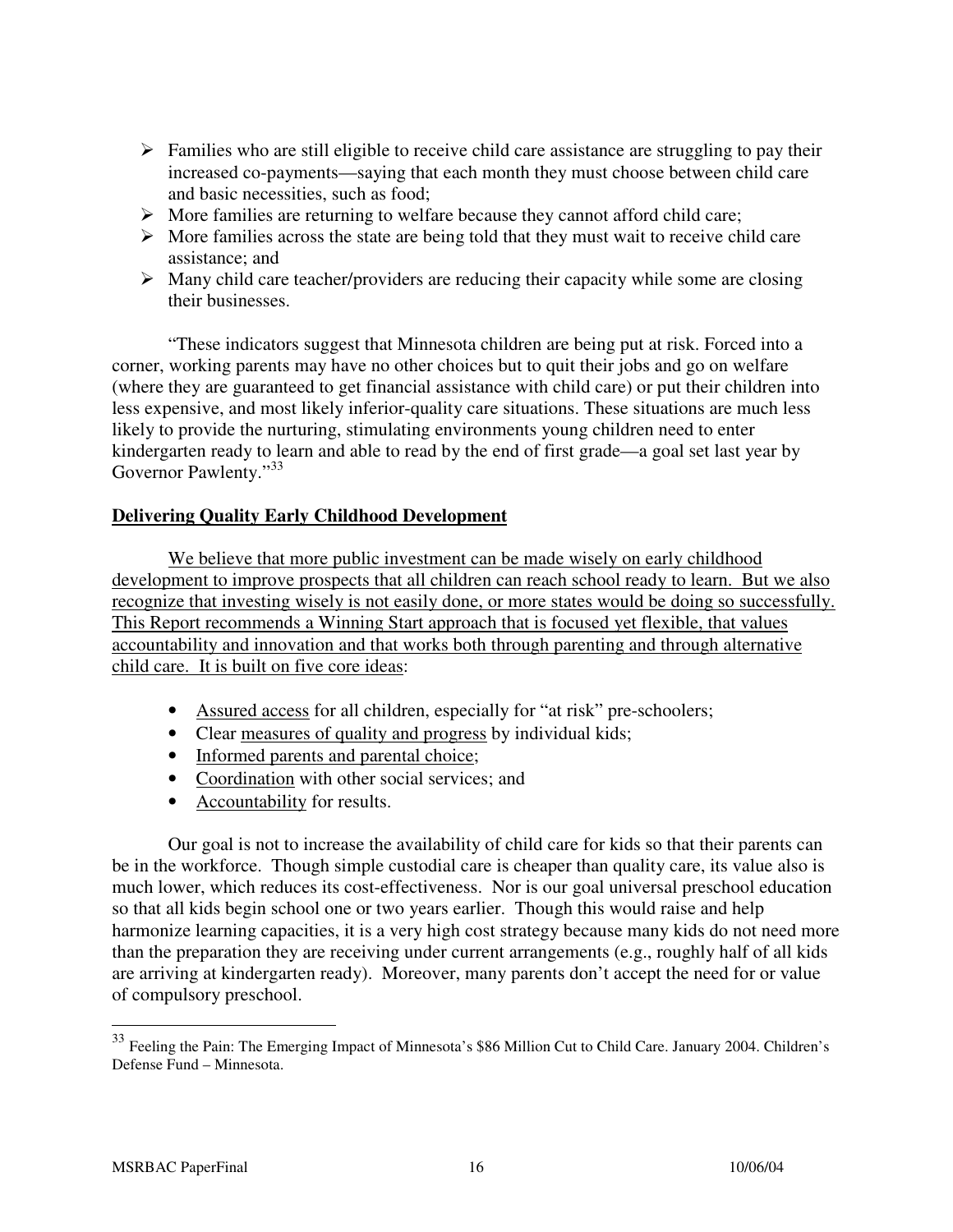- Families who are still eligible to receive child care assistance are struggling to pay their increased co-payments—saying that each month they must choose between child care and basic necessities, such as food;
- More families are returning to welfare because they cannot afford child care;
- More families across the state are being told that they must wait to receive child care assistance; and
- Many child care teacher/providers are reducing their capacity while some are closing their businesses.

"These indicators suggest that Minnesota children are being put at risk. Forced into a corner, working parents may have no other choices but to quit their jobs and go on welfare (where they are guaranteed to get financial assistance with child care) or put their children into less expensive, and most likely inferior-quality care situations. These situations are much less likely to provide the nurturing, stimulating environments young children need to enter kindergarten ready to learn and able to read by the end of first grade—a goal set last year by Governor Pawlenty."[33]

## Delivering Quality Early Childhood Development

We believe that more public investment can be made wisely on early childhood development to improve prospects that all children can reach school ready to learn. But we also recognize that investing wisely is not easily done, or more states would be doing so successfully. This Report recommends a Winning Start approach that is focused yet flexible, that values accountability and innovation and that works both through parenting and through alternative child care. It is built on five core ideas:

- Assured access for all children, especially for "at risk" pre-schoolers;
- Clear measures of quality and progress by individual kids;
- Informed parents and parental choice;
- Coordination with other social services; and
- Accountability for results.

Our goal is not to increase the availability of child care for kids so that their parents can be in the workforce. Though simple custodial care is cheaper than quality care, its value also is much lower, which reduces its cost-effectiveness. Nor is our goal universal preschool education so that all kids begin school one or two years earlier. Though this would raise and help harmonize learning capacities, it is a very high cost strategy because many kids do not need more than the preparation they are receiving under current arrangements (e.g., roughly half of all kids are arriving at kindergarten ready). Moreover, many parents don't accept the need for or value of compulsory preschool.

---

[33] Feeling the Pain: The Emerging Impact of Minnesota's $86 Million Cut to Child Care. January 2004. Children's Defense Fund – Minnesota.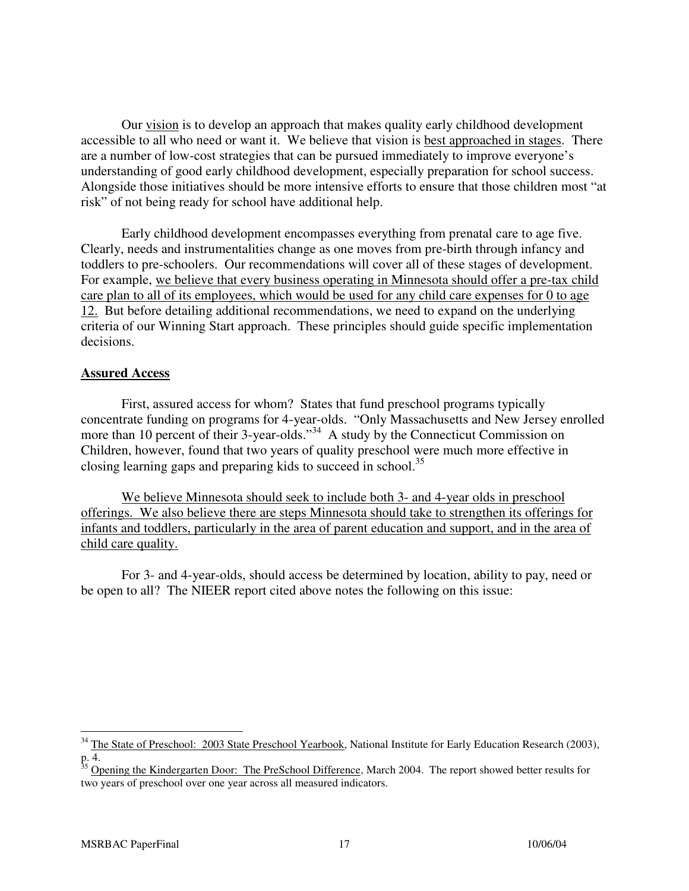Our vision is to develop an approach that makes quality early childhood development accessible to all who need or want it. We believe that vision is best approached in stages. There are a number of low-cost strategies that can be pursued immediately to improve everyone's understanding of good early childhood development, especially preparation for school success. Alongside those initiatives should be more intensive efforts to ensure that those children most "at risk" of not being ready for school have additional help.

Early childhood development encompasses everything from prenatal care to age five. Clearly, needs and instrumentalities change as one moves from pre-birth through infancy and toddlers to pre-schoolers. Our recommendations will cover all of these stages of development. For example, we believe that every business operating in Minnesota should offer a pre-tax child care plan to all of its employees, which would be used for any child care expenses for 0 to age 12. But before detailing additional recommendations, we need to expand on the underlying criteria of our Winning Start approach. These principles should guide specific implementation decisions.

**Assured Access**

First, assured access for whom? States that fund preschool programs typically concentrate funding on programs for 4-year-olds. "Only Massachusetts and New Jersey enrolled more than 10 percent of their 3-year-olds."[34] A study by the Connecticut Commission on Children, however, found that two years of quality preschool were much more effective in closing learning gaps and preparing kids to succeed in school.[35]

We believe Minnesota should seek to include both 3- and 4-year olds in preschool offerings. We also believe there are steps Minnesota should take to strengthen its offerings for infants and toddlers, particularly in the area of parent education and support, and in the area of child care quality.

For 3- and 4-year-olds, should access be determined by location, ability to pay, need or be open to all? The NIEER report cited above notes the following on this issue:

---

[34] The State of Preschool: 2003 State Preschool Yearbook, National Institute for Early Education Research (2003), p. 4.

[35] Opening the Kindergarten Door: The PreSchool Difference, March 2004. The report showed better results for two years of preschool over one year across all measured indicators.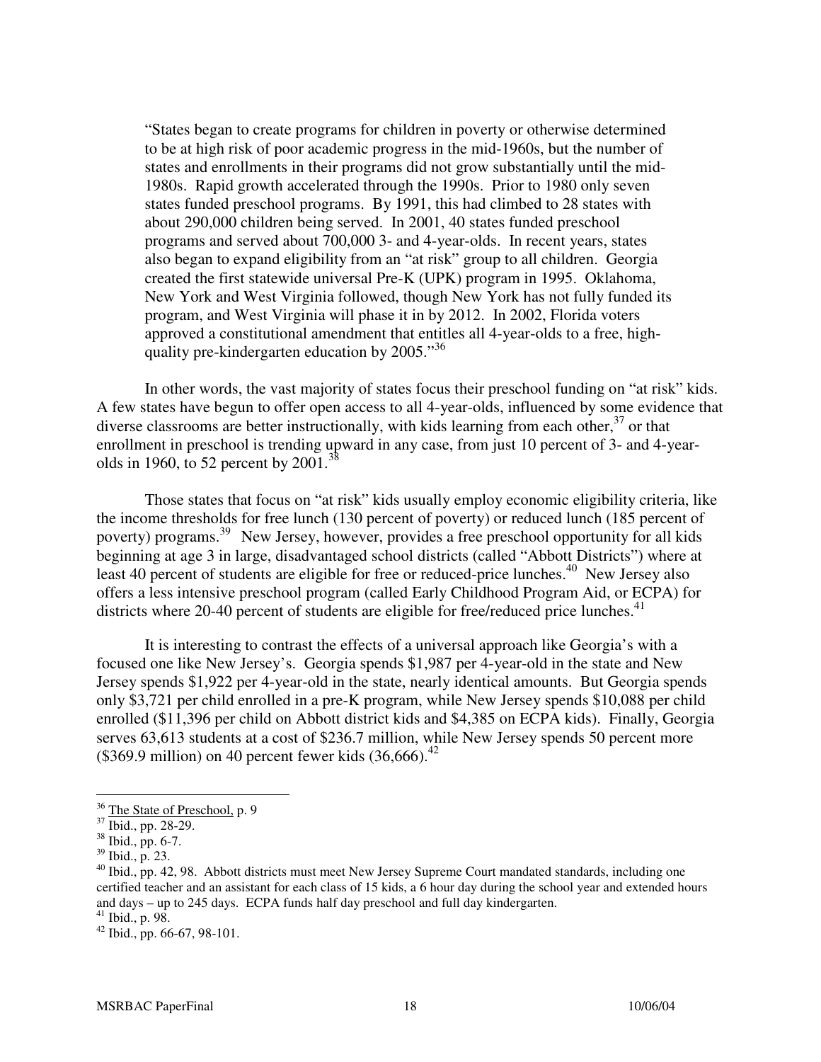> "States began to create programs for children in poverty or otherwise determined to be at high risk of poor academic progress in the mid-1960s, but the number of states and enrollments in their programs did not grow substantially until the mid-1980s. Rapid growth accelerated through the 1990s. Prior to 1980 only seven states funded preschool programs. By 1991, this had climbed to 28 states with about 290,000 children being served. In 2001, 40 states funded preschool programs and served about 700,000 3- and 4-year-olds. In recent years, states also began to expand eligibility from an "at risk" group to all children. Georgia created the first statewide universal Pre-K (UPK) program in 1995. Oklahoma, New York and West Virginia followed, though New York has not fully funded its program, and West Virginia will phase it in by 2012. In 2002, Florida voters approved a constitutional amendment that entitles all 4-year-olds to a free, high-quality pre-kindergarten education by 2005."[36]

In other words, the vast majority of states focus their preschool funding on "at risk" kids. A few states have begun to offer open access to all 4-year-olds, influenced by some evidence that diverse classrooms are better instructionally, with kids learning from each other,[37] or that enrollment in preschool is trending upward in any case, from just 10 percent of 3- and 4-year-olds in 1960, to 52 percent by 2001.[38]

Those states that focus on "at risk" kids usually employ economic eligibility criteria, like the income thresholds for free lunch (130 percent of poverty) or reduced lunch (185 percent of poverty) programs.[39] New Jersey, however, provides a free preschool opportunity for all kids beginning at age 3 in large, disadvantaged school districts (called "Abbott Districts") where at least 40 percent of students are eligible for free or reduced-price lunches.[40] New Jersey also offers a less intensive preschool program (called Early Childhood Program Aid, or ECPA) for districts where 20-40 percent of students are eligible for free/reduced price lunches.[41]

It is interesting to contrast the effects of a universal approach like Georgia's with a focused one like New Jersey's. Georgia spends $1,987 per 4-year-old in the state and New Jersey spends $1,922 per 4-year-old in the state, nearly identical amounts. But Georgia spends only $3,721 per child enrolled in a pre-K program, while New Jersey spends $10,088 per child enrolled ($11,396 per child on Abbott district kids and $4,385 on ECPA kids). Finally, Georgia serves 63,613 students at a cost of $236.7 million, while New Jersey spends 50 percent more ($369.9 million) on 40 percent fewer kids (36,666).[42]

---

[36] The State of Preschool, p. 9

[37] Ibid., pp. 28-29.

[38] Ibid., pp. 6-7.

[39] Ibid., p. 23.

[40] Ibid., pp. 42, 98. Abbott districts must meet New Jersey Supreme Court mandated standards, including one certified teacher and an assistant for each class of 15 kids, a 6 hour day during the school year and extended hours and days – up to 245 days. ECPA funds half day preschool and full day kindergarten.

[41] Ibid., p. 98.

[42] Ibid., pp. 66-67, 98-101.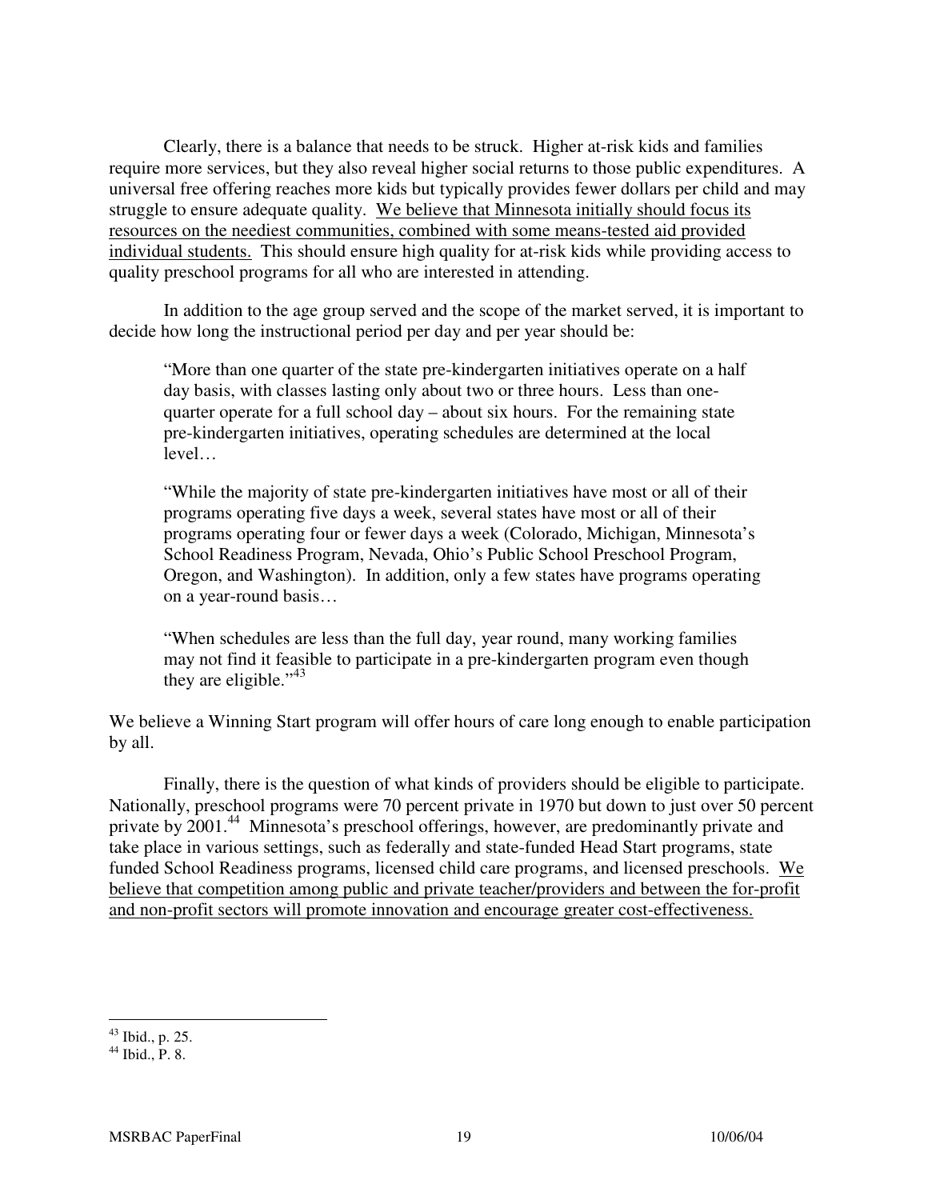Clearly, there is a balance that needs to be struck. Higher at-risk kids and families require more services, but they also reveal higher social returns to those public expenditures. A universal free offering reaches more kids but typically provides fewer dollars per child and may struggle to ensure adequate quality. <u>We believe that Minnesota initially should focus its resources on the neediest communities, combined with some means-tested aid provided individual students.</u> This should ensure high quality for at-risk kids while providing access to quality preschool programs for all who are interested in attending.

In addition to the age group served and the scope of the market served, it is important to decide how long the instructional period per day and per year should be:

> "More than one quarter of the state pre-kindergarten initiatives operate on a half day basis, with classes lasting only about two or three hours. Less than one-quarter operate for a full school day – about six hours. For the remaining state pre-kindergarten initiatives, operating schedules are determined at the local level…
>
> "While the majority of state pre-kindergarten initiatives have most or all of their programs operating five days a week, several states have most or all of their programs operating four or fewer days a week (Colorado, Michigan, Minnesota's School Readiness Program, Nevada, Ohio's Public School Preschool Program, Oregon, and Washington). In addition, only a few states have programs operating on a year-round basis…
>
> "When schedules are less than the full day, year round, many working families may not find it feasible to participate in a pre-kindergarten program even though they are eligible."[43]

We believe a Winning Start program will offer hours of care long enough to enable participation by all.

Finally, there is the question of what kinds of providers should be eligible to participate. Nationally, preschool programs were 70 percent private in 1970 but down to just over 50 percent private by 2001.[44] Minnesota's preschool offerings, however, are predominantly private and take place in various settings, such as federally and state-funded Head Start programs, state funded School Readiness programs, licensed child care programs, and licensed preschools. <u>We believe that competition among public and private teacher/providers and between the for-profit and non-profit sectors will promote innovation and encourage greater cost-effectiveness.</u>

---

[43] Ibid., p. 25.
[44] Ibid., P. 8.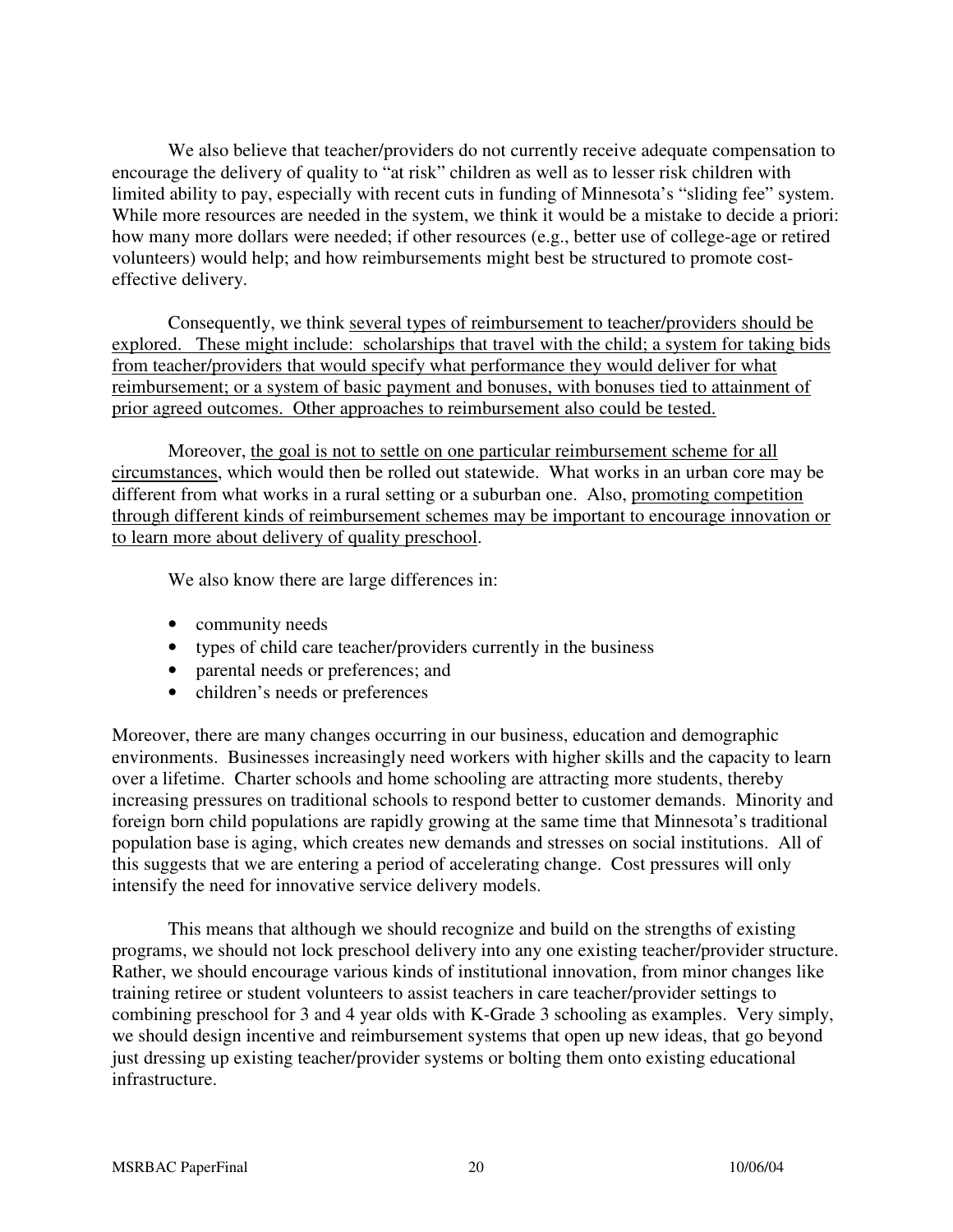We also believe that teacher/providers do not currently receive adequate compensation to encourage the delivery of quality to "at risk" children as well as to lesser risk children with limited ability to pay, especially with recent cuts in funding of Minnesota's "sliding fee" system. While more resources are needed in the system, we think it would be a mistake to decide a priori: how many more dollars were needed; if other resources (e.g., better use of college-age or retired volunteers) would help; and how reimbursements might best be structured to promote cost-effective delivery.

Consequently, we think <u>several types of reimbursement to teacher/providers should be explored. These might include: scholarships that travel with the child; a system for taking bids from teacher/providers that would specify what performance they would deliver for what reimbursement; or a system of basic payment and bonuses, with bonuses tied to attainment of prior agreed outcomes. Other approaches to reimbursement also could be tested.</u>

Moreover, <u>the goal is not to settle on one particular reimbursement scheme for all circumstances</u>, which would then be rolled out statewide. What works in an urban core may be different from what works in a rural setting or a suburban one. Also, <u>promoting competition through different kinds of reimbursement schemes may be important to encourage innovation or to learn more about delivery of quality preschool</u>.

We also know there are large differences in:

- community needs
- types of child care teacher/providers currently in the business
- parental needs or preferences; and
- children's needs or preferences

Moreover, there are many changes occurring in our business, education and demographic environments. Businesses increasingly need workers with higher skills and the capacity to learn over a lifetime. Charter schools and home schooling are attracting more students, thereby increasing pressures on traditional schools to respond better to customer demands. Minority and foreign born child populations are rapidly growing at the same time that Minnesota's traditional population base is aging, which creates new demands and stresses on social institutions. All of this suggests that we are entering a period of accelerating change. Cost pressures will only intensify the need for innovative service delivery models.

This means that although we should recognize and build on the strengths of existing programs, we should not lock preschool delivery into any one existing teacher/provider structure. Rather, we should encourage various kinds of institutional innovation, from minor changes like training retiree or student volunteers to assist teachers in care teacher/provider settings to combining preschool for 3 and 4 year olds with K-Grade 3 schooling as examples. Very simply, we should design incentive and reimbursement systems that open up new ideas, that go beyond just dressing up existing teacher/provider systems or bolting them onto existing educational infrastructure.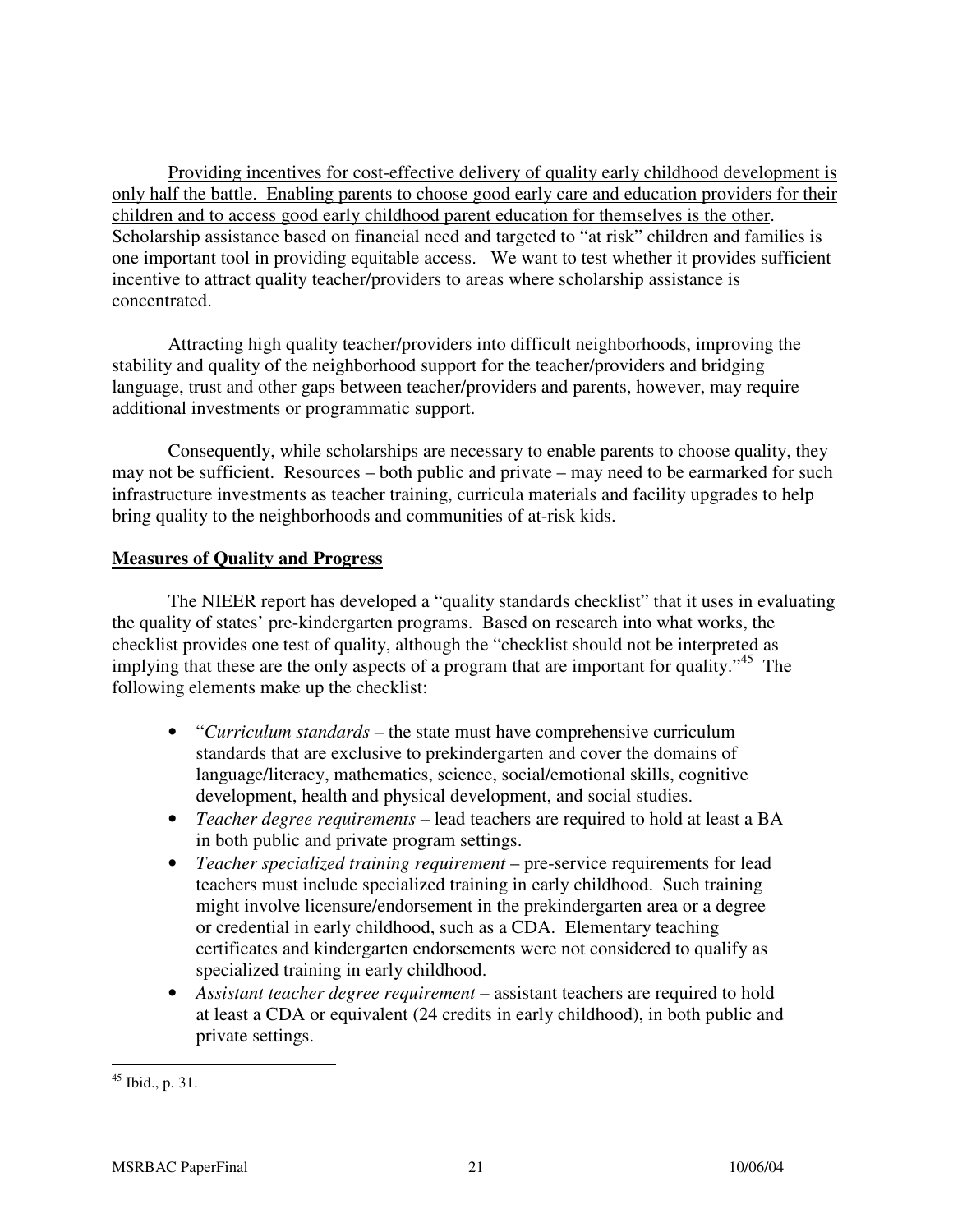Providing incentives for cost-effective delivery of quality early childhood development is only half the battle. Enabling parents to choose good early care and education providers for their children and to access good early childhood parent education for themselves is the other. Scholarship assistance based on financial need and targeted to "at risk" children and families is one important tool in providing equitable access. We want to test whether it provides sufficient incentive to attract quality teacher/providers to areas where scholarship assistance is concentrated.

Attracting high quality teacher/providers into difficult neighborhoods, improving the stability and quality of the neighborhood support for the teacher/providers and bridging language, trust and other gaps between teacher/providers and parents, however, may require additional investments or programmatic support.

Consequently, while scholarships are necessary to enable parents to choose quality, they may not be sufficient. Resources – both public and private – may need to be earmarked for such infrastructure investments as teacher training, curricula materials and facility upgrades to help bring quality to the neighborhoods and communities of at-risk kids.

**Measures of Quality and Progress**

The NIEER report has developed a "quality standards checklist" that it uses in evaluating the quality of states' pre-kindergarten programs. Based on research into what works, the checklist provides one test of quality, although the "checklist should not be interpreted as implying that these are the only aspects of a program that are important for quality."[45] The following elements make up the checklist:

- "*Curriculum standards* – the state must have comprehensive curriculum standards that are exclusive to prekindergarten and cover the domains of language/literacy, mathematics, science, social/emotional skills, cognitive development, health and physical development, and social studies.
- *Teacher degree requirements* – lead teachers are required to hold at least a BA in both public and private program settings.
- *Teacher specialized training requirement* – pre-service requirements for lead teachers must include specialized training in early childhood. Such training might involve licensure/endorsement in the prekindergarten area or a degree or credential in early childhood, such as a CDA. Elementary teaching certificates and kindergarten endorsements were not considered to qualify as specialized training in early childhood.
- *Assistant teacher degree requirement* – assistant teachers are required to hold at least a CDA or equivalent (24 credits in early childhood), in both public and private settings.

[45] Ibid., p. 31.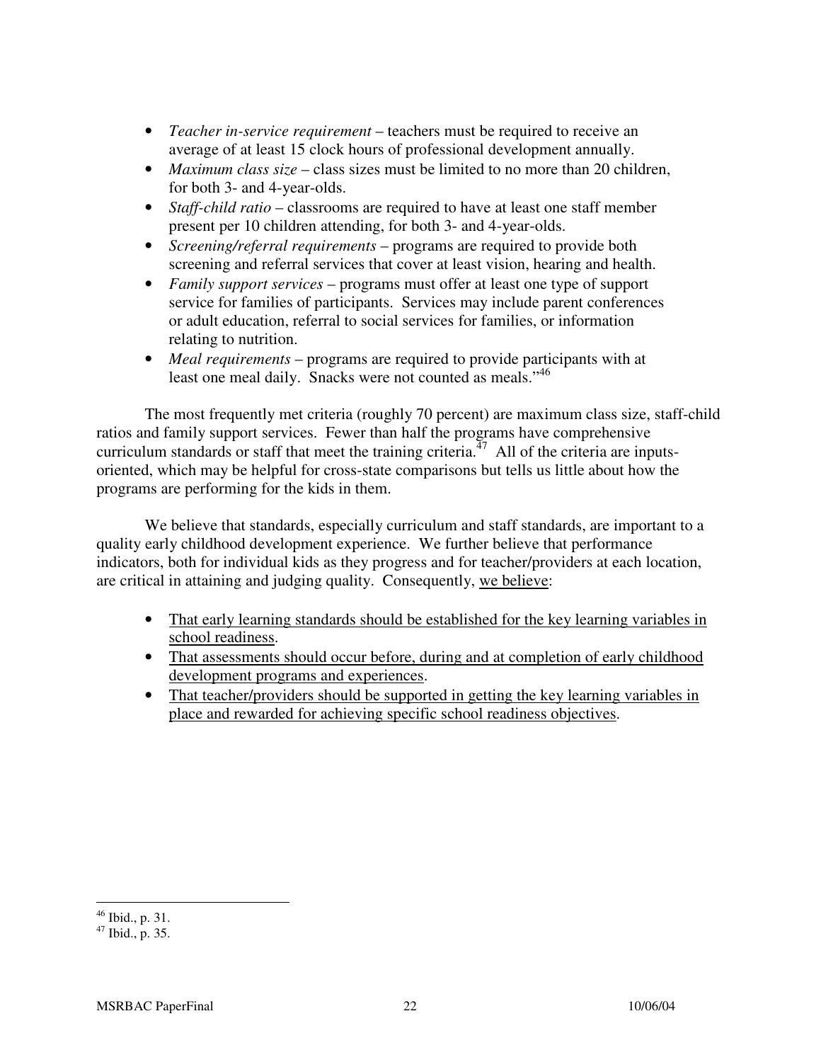- *Teacher in-service requirement* – teachers must be required to receive an average of at least 15 clock hours of professional development annually.
- *Maximum class size* – class sizes must be limited to no more than 20 children, for both 3- and 4-year-olds.
- *Staff-child ratio* – classrooms are required to have at least one staff member present per 10 children attending, for both 3- and 4-year-olds.
- *Screening/referral requirements* – programs are required to provide both screening and referral services that cover at least vision, hearing and health.
- *Family support services* – programs must offer at least one type of support service for families of participants. Services may include parent conferences or adult education, referral to social services for families, or information relating to nutrition.
- *Meal requirements* – programs are required to provide participants with at least one meal daily. Snacks were not counted as meals."[46]

The most frequently met criteria (roughly 70 percent) are maximum class size, staff-child ratios and family support services. Fewer than half the programs have comprehensive curriculum standards or staff that meet the training criteria.[47] All of the criteria are inputs-oriented, which may be helpful for cross-state comparisons but tells us little about how the programs are performing for the kids in them.

We believe that standards, especially curriculum and staff standards, are important to a quality early childhood development experience. We further believe that performance indicators, both for individual kids as they progress and for teacher/providers at each location, are critical in attaining and judging quality. Consequently, <u>we believe</u>:

- <u>That early learning standards should be established for the key learning variables in school readiness</u>.
- <u>That assessments should occur before, during and at completion of early childhood development programs and experiences</u>.
- <u>That teacher/providers should be supported in getting the key learning variables in place and rewarded for achieving specific school readiness objectives</u>.

---

[46] Ibid., p. 31.

[47] Ibid., p. 35.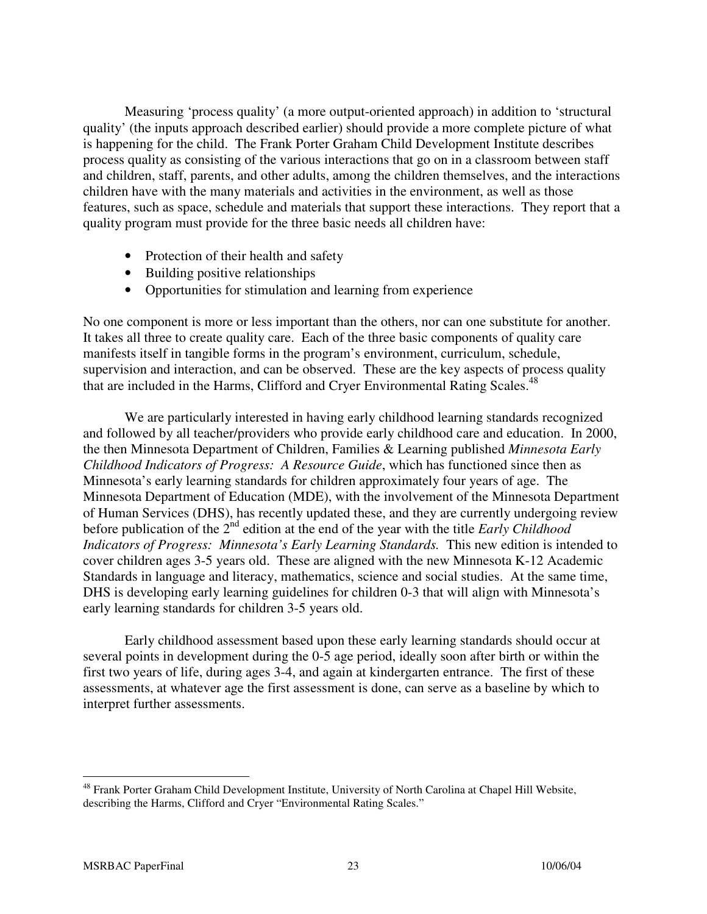Measuring 'process quality' (a more output-oriented approach) in addition to 'structural quality' (the inputs approach described earlier) should provide a more complete picture of what is happening for the child. The Frank Porter Graham Child Development Institute describes process quality as consisting of the various interactions that go on in a classroom between staff and children, staff, parents, and other adults, among the children themselves, and the interactions children have with the many materials and activities in the environment, as well as those features, such as space, schedule and materials that support these interactions. They report that a quality program must provide for the three basic needs all children have:

- Protection of their health and safety
- Building positive relationships
- Opportunities for stimulation and learning from experience

No one component is more or less important than the others, nor can one substitute for another. It takes all three to create quality care. Each of the three basic components of quality care manifests itself in tangible forms in the program's environment, curriculum, schedule, supervision and interaction, and can be observed. These are the key aspects of process quality that are included in the Harms, Clifford and Cryer Environmental Rating Scales.[48]

We are particularly interested in having early childhood learning standards recognized and followed by all teacher/providers who provide early childhood care and education. In 2000, the then Minnesota Department of Children, Families & Learning published *Minnesota Early Childhood Indicators of Progress: A Resource Guide*, which has functioned since then as Minnesota's early learning standards for children approximately four years of age. The Minnesota Department of Education (MDE), with the involvement of the Minnesota Department of Human Services (DHS), has recently updated these, and they are currently undergoing review before publication of the 2nd edition at the end of the year with the title *Early Childhood Indicators of Progress: Minnesota's Early Learning Standards.* This new edition is intended to cover children ages 3-5 years old. These are aligned with the new Minnesota K-12 Academic Standards in language and literacy, mathematics, science and social studies. At the same time, DHS is developing early learning guidelines for children 0-3 that will align with Minnesota's early learning standards for children 3-5 years old.

Early childhood assessment based upon these early learning standards should occur at several points in development during the 0-5 age period, ideally soon after birth or within the first two years of life, during ages 3-4, and again at kindergarten entrance. The first of these assessments, at whatever age the first assessment is done, can serve as a baseline by which to interpret further assessments.

---

[48] Frank Porter Graham Child Development Institute, University of North Carolina at Chapel Hill Website, describing the Harms, Clifford and Cryer "Environmental Rating Scales."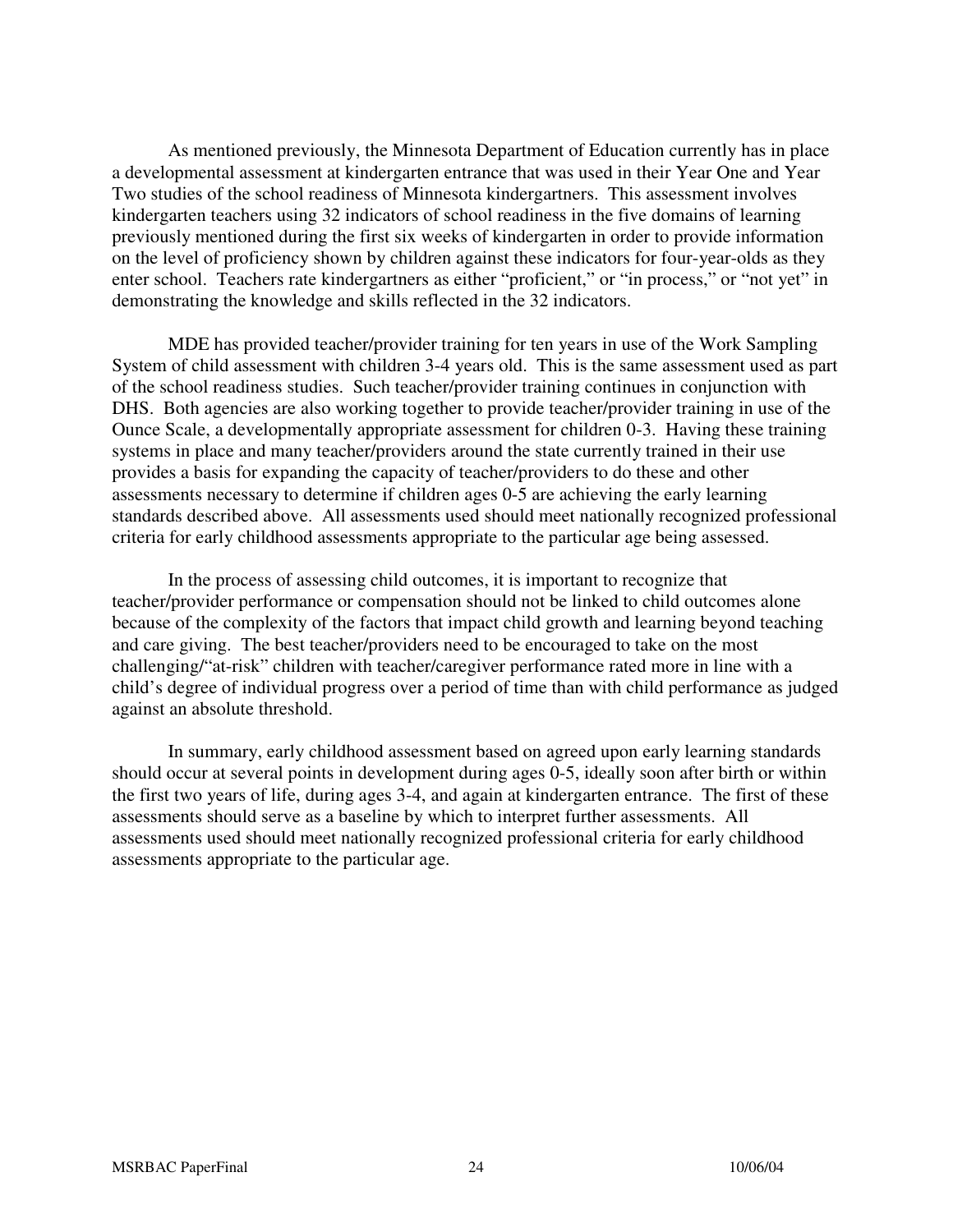As mentioned previously, the Minnesota Department of Education currently has in place a developmental assessment at kindergarten entrance that was used in their Year One and Year Two studies of the school readiness of Minnesota kindergartners. This assessment involves kindergarten teachers using 32 indicators of school readiness in the five domains of learning previously mentioned during the first six weeks of kindergarten in order to provide information on the level of proficiency shown by children against these indicators for four-year-olds as they enter school. Teachers rate kindergartners as either "proficient," or "in process," or "not yet" in demonstrating the knowledge and skills reflected in the 32 indicators.

MDE has provided teacher/provider training for ten years in use of the Work Sampling System of child assessment with children 3-4 years old. This is the same assessment used as part of the school readiness studies. Such teacher/provider training continues in conjunction with DHS. Both agencies are also working together to provide teacher/provider training in use of the Ounce Scale, a developmentally appropriate assessment for children 0-3. Having these training systems in place and many teacher/providers around the state currently trained in their use provides a basis for expanding the capacity of teacher/providers to do these and other assessments necessary to determine if children ages 0-5 are achieving the early learning standards described above. All assessments used should meet nationally recognized professional criteria for early childhood assessments appropriate to the particular age being assessed.

In the process of assessing child outcomes, it is important to recognize that teacher/provider performance or compensation should not be linked to child outcomes alone because of the complexity of the factors that impact child growth and learning beyond teaching and care giving. The best teacher/providers need to be encouraged to take on the most challenging/"at-risk" children with teacher/caregiver performance rated more in line with a child's degree of individual progress over a period of time than with child performance as judged against an absolute threshold.

In summary, early childhood assessment based on agreed upon early learning standards should occur at several points in development during ages 0-5, ideally soon after birth or within the first two years of life, during ages 3-4, and again at kindergarten entrance. The first of these assessments should serve as a baseline by which to interpret further assessments. All assessments used should meet nationally recognized professional criteria for early childhood assessments appropriate to the particular age.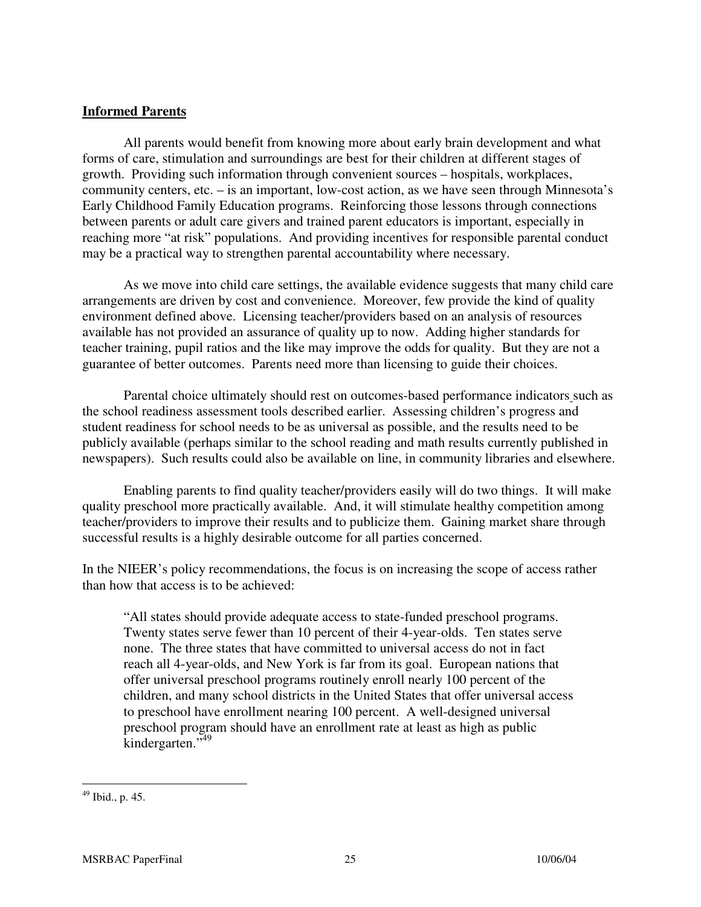## Informed Parents

All parents would benefit from knowing more about early brain development and what forms of care, stimulation and surroundings are best for their children at different stages of growth. Providing such information through convenient sources – hospitals, workplaces, community centers, etc. – is an important, low-cost action, as we have seen through Minnesota's Early Childhood Family Education programs. Reinforcing those lessons through connections between parents or adult care givers and trained parent educators is important, especially in reaching more "at risk" populations. And providing incentives for responsible parental conduct may be a practical way to strengthen parental accountability where necessary.

As we move into child care settings, the available evidence suggests that many child care arrangements are driven by cost and convenience. Moreover, few provide the kind of quality environment defined above. Licensing teacher/providers based on an analysis of resources available has not provided an assurance of quality up to now. Adding higher standards for teacher training, pupil ratios and the like may improve the odds for quality. But they are not a guarantee of better outcomes. Parents need more than licensing to guide their choices.

Parental choice ultimately should rest on outcomes-based performance indicators such as the school readiness assessment tools described earlier. Assessing children's progress and student readiness for school needs to be as universal as possible, and the results need to be publicly available (perhaps similar to the school reading and math results currently published in newspapers). Such results could also be available on line, in community libraries and elsewhere.

Enabling parents to find quality teacher/providers easily will do two things. It will make quality preschool more practically available. And, it will stimulate healthy competition among teacher/providers to improve their results and to publicize them. Gaining market share through successful results is a highly desirable outcome for all parties concerned.

In the NIEER's policy recommendations, the focus is on increasing the scope of access rather than how that access is to be achieved:

> "All states should provide adequate access to state-funded preschool programs. Twenty states serve fewer than 10 percent of their 4-year-olds. Ten states serve none. The three states that have committed to universal access do not in fact reach all 4-year-olds, and New York is far from its goal. European nations that offer universal preschool programs routinely enroll nearly 100 percent of the children, and many school districts in the United States that offer universal access to preschool have enrollment nearing 100 percent. A well-designed universal preschool program should have an enrollment rate at least as high as public kindergarten."[49]

---

[49] Ibid., p. 45.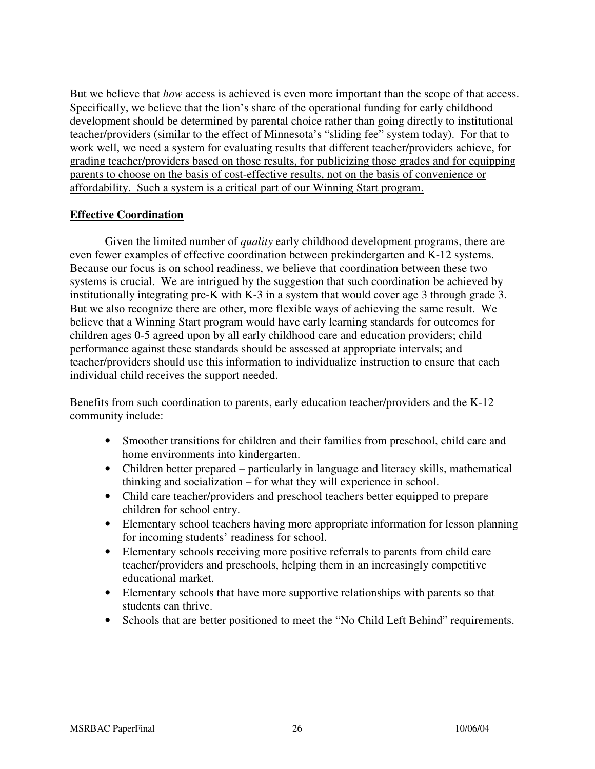But we believe that *how* access is achieved is even more important than the scope of that access. Specifically, we believe that the lion's share of the operational funding for early childhood development should be determined by parental choice rather than going directly to institutional teacher/providers (similar to the effect of Minnesota's "sliding fee" system today). For that to work well, <u>we need a system for evaluating results that different teacher/providers achieve, for grading teacher/providers based on those results, for publicizing those grades and for equipping parents to choose on the basis of cost-effective results, not on the basis of convenience or affordability. Such a system is a critical part of our Winning Start program.</u>

## Effective Coordination

Given the limited number of *quality* early childhood development programs, there are even fewer examples of effective coordination between prekindergarten and K-12 systems. Because our focus is on school readiness, we believe that coordination between these two systems is crucial. We are intrigued by the suggestion that such coordination be achieved by institutionally integrating pre-K with K-3 in a system that would cover age 3 through grade 3. But we also recognize there are other, more flexible ways of achieving the same result. We believe that a Winning Start program would have early learning standards for outcomes for children ages 0-5 agreed upon by all early childhood care and education providers; child performance against these standards should be assessed at appropriate intervals; and teacher/providers should use this information to individualize instruction to ensure that each individual child receives the support needed.

Benefits from such coordination to parents, early education teacher/providers and the K-12 community include:

- Smoother transitions for children and their families from preschool, child care and home environments into kindergarten.
- Children better prepared – particularly in language and literacy skills, mathematical thinking and socialization – for what they will experience in school.
- Child care teacher/providers and preschool teachers better equipped to prepare children for school entry.
- Elementary school teachers having more appropriate information for lesson planning for incoming students' readiness for school.
- Elementary schools receiving more positive referrals to parents from child care teacher/providers and preschools, helping them in an increasingly competitive educational market.
- Elementary schools that have more supportive relationships with parents so that students can thrive.
- Schools that are better positioned to meet the "No Child Left Behind" requirements.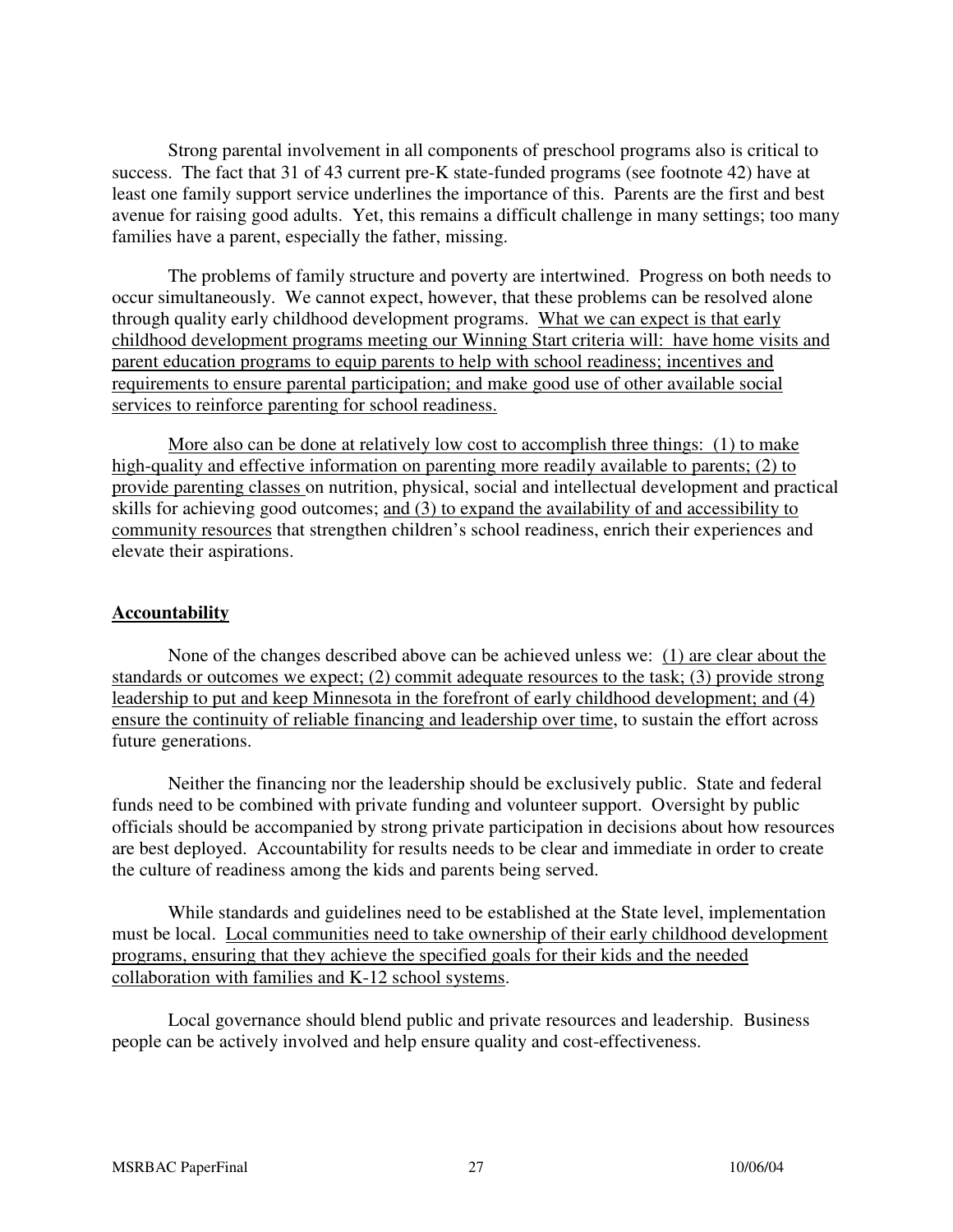Strong parental involvement in all components of preschool programs also is critical to success. The fact that 31 of 43 current pre-K state-funded programs (see footnote 42) have at least one family support service underlines the importance of this. Parents are the first and best avenue for raising good adults. Yet, this remains a difficult challenge in many settings; too many families have a parent, especially the father, missing.

The problems of family structure and poverty are intertwined. Progress on both needs to occur simultaneously. We cannot expect, however, that these problems can be resolved alone through quality early childhood development programs. <u>What we can expect is that early childhood development programs meeting our Winning Start criteria will: have home visits and parent education programs to equip parents to help with school readiness; incentives and requirements to ensure parental participation; and make good use of other available social services to reinforce parenting for school readiness.</u>

<u>More also can be done at relatively low cost to accomplish three things: (1) to make high-quality and effective information on parenting more readily available to parents; (2) to provide parenting classes</u> on nutrition, physical, social and intellectual development and practical skills for achieving good outcomes; <u>and (3) to expand the availability of and accessibility to community resources</u> that strengthen children's school readiness, enrich their experiences and elevate their aspirations.

## Accountability

None of the changes described above can be achieved unless we: <u>(1) are clear about the standards or outcomes we expect; (2) commit adequate resources to the task; (3) provide strong leadership to put and keep Minnesota in the forefront of early childhood development; and (4) ensure the continuity of reliable financing and leadership over time</u>, to sustain the effort across future generations.

Neither the financing nor the leadership should be exclusively public. State and federal funds need to be combined with private funding and volunteer support. Oversight by public officials should be accompanied by strong private participation in decisions about how resources are best deployed. Accountability for results needs to be clear and immediate in order to create the culture of readiness among the kids and parents being served.

While standards and guidelines need to be established at the State level, implementation must be local. <u>Local communities need to take ownership of their early childhood development programs, ensuring that they achieve the specified goals for their kids and the needed collaboration with families and K-12 school systems</u>.

Local governance should blend public and private resources and leadership. Business people can be actively involved and help ensure quality and cost-effectiveness.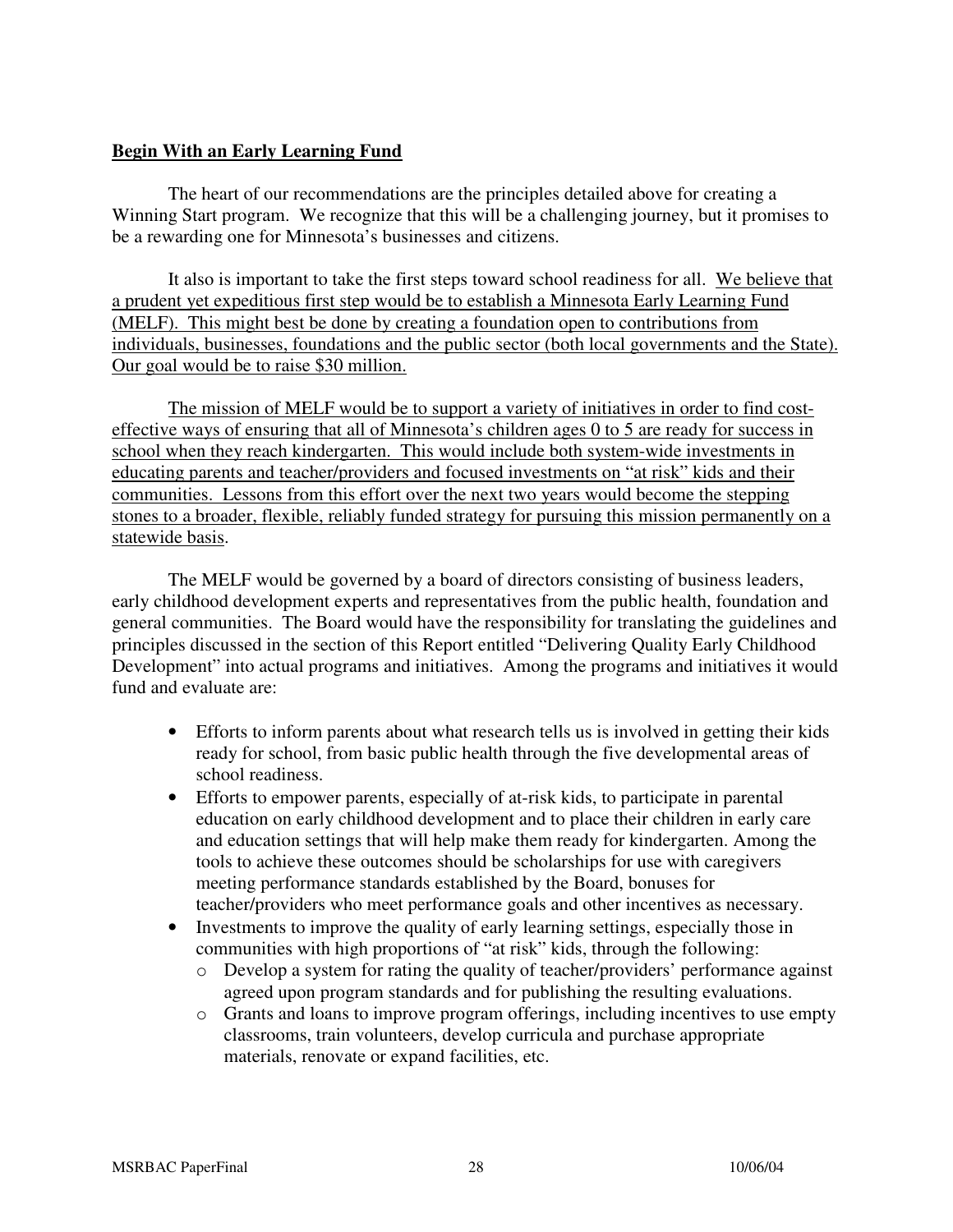## Begin With an Early Learning Fund

The heart of our recommendations are the principles detailed above for creating a Winning Start program. We recognize that this will be a challenging journey, but it promises to be a rewarding one for Minnesota's businesses and citizens.

It also is important to take the first steps toward school readiness for all. We believe that a prudent yet expeditious first step would be to establish a Minnesota Early Learning Fund (MELF). This might best be done by creating a foundation open to contributions from individuals, businesses, foundations and the public sector (both local governments and the State). Our goal would be to raise $30 million.

The mission of MELF would be to support a variety of initiatives in order to find cost-effective ways of ensuring that all of Minnesota's children ages 0 to 5 are ready for success in school when they reach kindergarten. This would include both system-wide investments in educating parents and teacher/providers and focused investments on "at risk" kids and their communities. Lessons from this effort over the next two years would become the stepping stones to a broader, flexible, reliably funded strategy for pursuing this mission permanently on a statewide basis.

The MELF would be governed by a board of directors consisting of business leaders, early childhood development experts and representatives from the public health, foundation and general communities. The Board would have the responsibility for translating the guidelines and principles discussed in the section of this Report entitled "Delivering Quality Early Childhood Development" into actual programs and initiatives. Among the programs and initiatives it would fund and evaluate are:

- Efforts to inform parents about what research tells us is involved in getting their kids ready for school, from basic public health through the five developmental areas of school readiness.
- Efforts to empower parents, especially of at-risk kids, to participate in parental education on early childhood development and to place their children in early care and education settings that will help make them ready for kindergarten. Among the tools to achieve these outcomes should be scholarships for use with caregivers meeting performance standards established by the Board, bonuses for teacher/providers who meet performance goals and other incentives as necessary.
- Investments to improve the quality of early learning settings, especially those in communities with high proportions of "at risk" kids, through the following:
  - Develop a system for rating the quality of teacher/providers' performance against agreed upon program standards and for publishing the resulting evaluations.
  - Grants and loans to improve program offerings, including incentives to use empty classrooms, train volunteers, develop curricula and purchase appropriate materials, renovate or expand facilities, etc.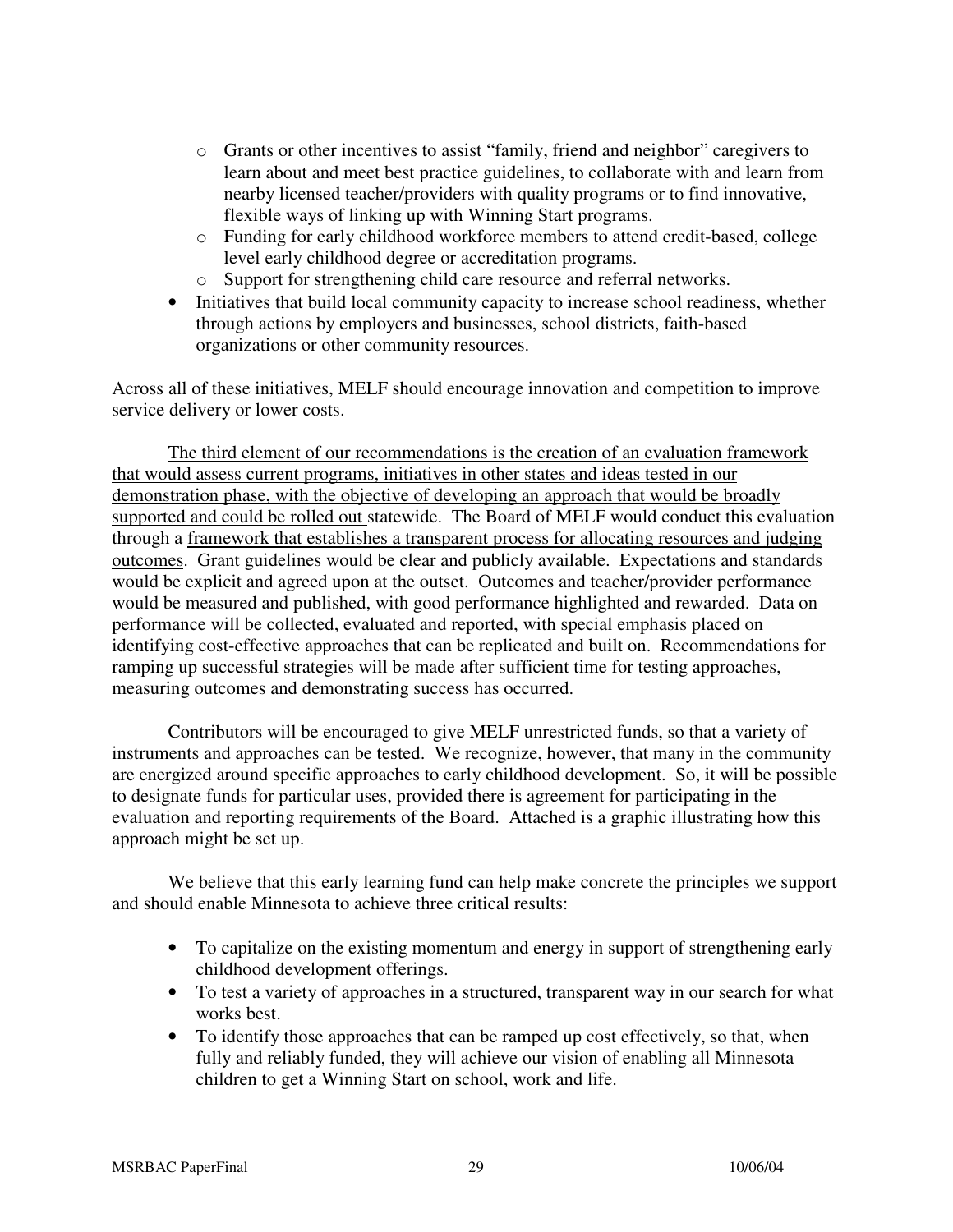- Grants or other incentives to assist "family, friend and neighbor" caregivers to learn about and meet best practice guidelines, to collaborate with and learn from nearby licensed teacher/providers with quality programs or to find innovative, flexible ways of linking up with Winning Start programs.
    - Funding for early childhood workforce members to attend credit-based, college level early childhood degree or accreditation programs.
    - Support for strengthening child care resource and referral networks.
- Initiatives that build local community capacity to increase school readiness, whether through actions by employers and businesses, school districts, faith-based organizations or other community resources.

Across all of these initiatives, MELF should encourage innovation and competition to improve service delivery or lower costs.

<u>The third element of our recommendations is the creation of an evaluation framework that would assess current programs, initiatives in other states and ideas tested in our demonstration phase, with the objective of developing an approach that would be broadly supported and could be rolled out</u> statewide. The Board of MELF would conduct this evaluation through a <u>framework that establishes a transparent process for allocating resources and judging outcomes</u>. Grant guidelines would be clear and publicly available. Expectations and standards would be explicit and agreed upon at the outset. Outcomes and teacher/provider performance would be measured and published, with good performance highlighted and rewarded. Data on performance will be collected, evaluated and reported, with special emphasis placed on identifying cost-effective approaches that can be replicated and built on. Recommendations for ramping up successful strategies will be made after sufficient time for testing approaches, measuring outcomes and demonstrating success has occurred.

Contributors will be encouraged to give MELF unrestricted funds, so that a variety of instruments and approaches can be tested. We recognize, however, that many in the community are energized around specific approaches to early childhood development. So, it will be possible to designate funds for particular uses, provided there is agreement for participating in the evaluation and reporting requirements of the Board. Attached is a graphic illustrating how this approach might be set up.

We believe that this early learning fund can help make concrete the principles we support and should enable Minnesota to achieve three critical results:

- To capitalize on the existing momentum and energy in support of strengthening early childhood development offerings.
- To test a variety of approaches in a structured, transparent way in our search for what works best.
- To identify those approaches that can be ramped up cost effectively, so that, when fully and reliably funded, they will achieve our vision of enabling all Minnesota children to get a Winning Start on school, work and life.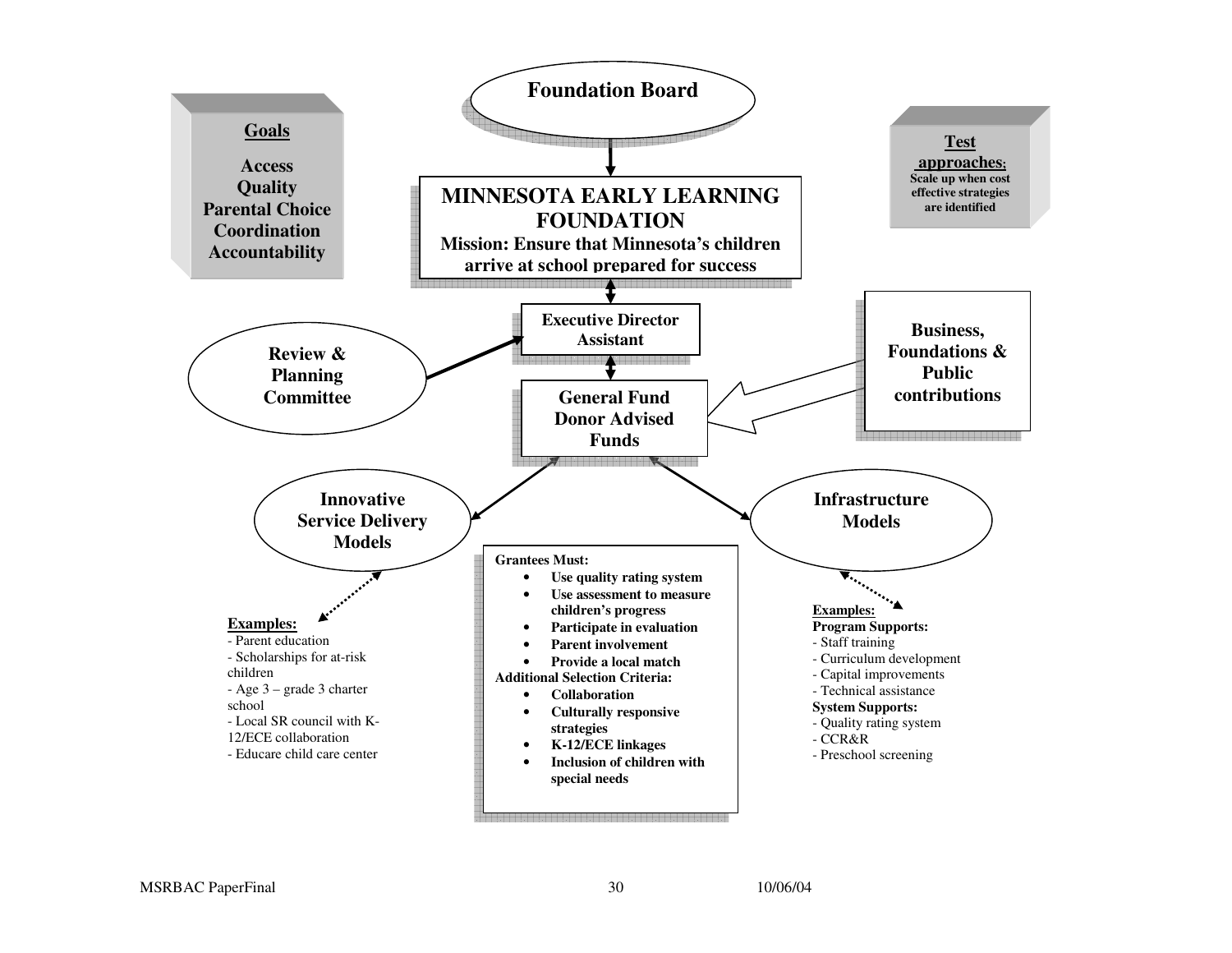**Foundation Board**

**Goals**

**Access**
**Quality**
**Parental Choice**
**Coordination**
**Accountability**

**Test approaches;**
**Scale up when cost effective strategies are identified**

**MINNESOTA EARLY LEARNING FOUNDATION**
**Mission: Ensure that Minnesota's children arrive at school prepared for success**

**Executive Director**
**Assistant**

**Review & Planning Committee**

**General Fund**
**Donor Advised Funds**

**Business, Foundations & Public contributions**

**Innovative Service Delivery Models**

**Infrastructure Models**

**Examples:**
- Parent education
- Scholarships for at-risk children
- Age 3 – grade 3 charter school
- Local SR council with K-12/ECE collaboration
- Educare child care center

**Grantees Must:**
- **Use quality rating system**
- **Use assessment to measure children's progress**
- **Participate in evaluation**
- **Parent involvement**
- **Provide a local match**

**Additional Selection Criteria:**
- **Collaboration**
- **Culturally responsive strategies**
- **K-12/ECE linkages**
- **Inclusion of children with special needs**

**Examples:**
**Program Supports:**
- Staff training
- Curriculum development
- Capital improvements
- Technical assistance

**System Supports:**
- Quality rating system
- CCR&R
- Preschool screening